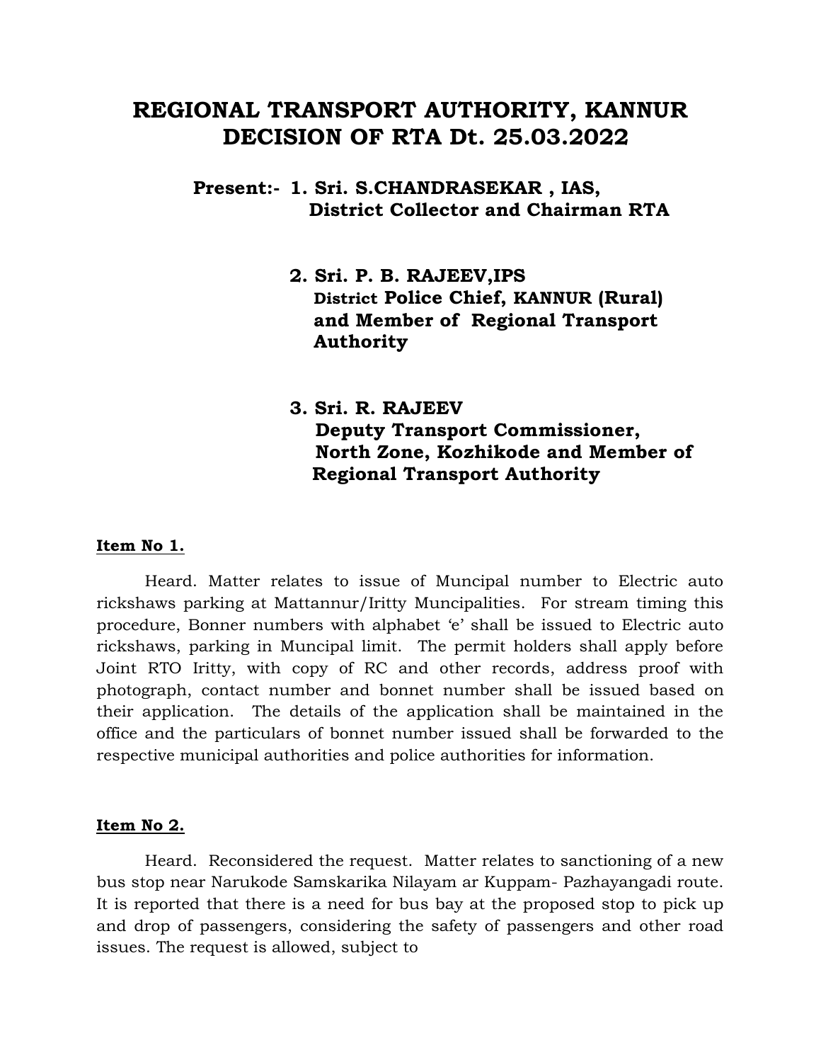# REGIONAL TRANSPORT AUTHORITY, KANNUR
# DECISION OF RTA Dt. 25.03.2022

**Present:- 1. Sri. S.CHANDRASEKAR , IAS,**
**District Collector and Chairman RTA**

**2. Sri. P. B. RAJEEV,IPS**
**District Police Chief, KANNUR (Rural) and Member of Regional Transport Authority**

**3. Sri. R. RAJEEV**
**Deputy Transport Commissioner, North Zone, Kozhikode and Member of Regional Transport Authority**

**Item No 1.**

Heard. Matter relates to issue of Muncipal number to Electric auto rickshaws parking at Mattannur/Iritty Muncipalities. For stream timing this procedure, Bonner numbers with alphabet 'e' shall be issued to Electric auto rickshaws, parking in Muncipal limit. The permit holders shall apply before Joint RTO Iritty, with copy of RC and other records, address proof with photograph, contact number and bonnet number shall be issued based on their application. The details of the application shall be maintained in the office and the particulars of bonnet number issued shall be forwarded to the respective municipal authorities and police authorities for information.

**Item No 2.**

Heard. Reconsidered the request. Matter relates to sanctioning of a new bus stop near Narukode Samskarika Nilayam ar Kuppam- Pazhayangadi route. It is reported that there is a need for bus bay at the proposed stop to pick up and drop of passengers, considering the safety of passengers and other road issues. The request is allowed, subject to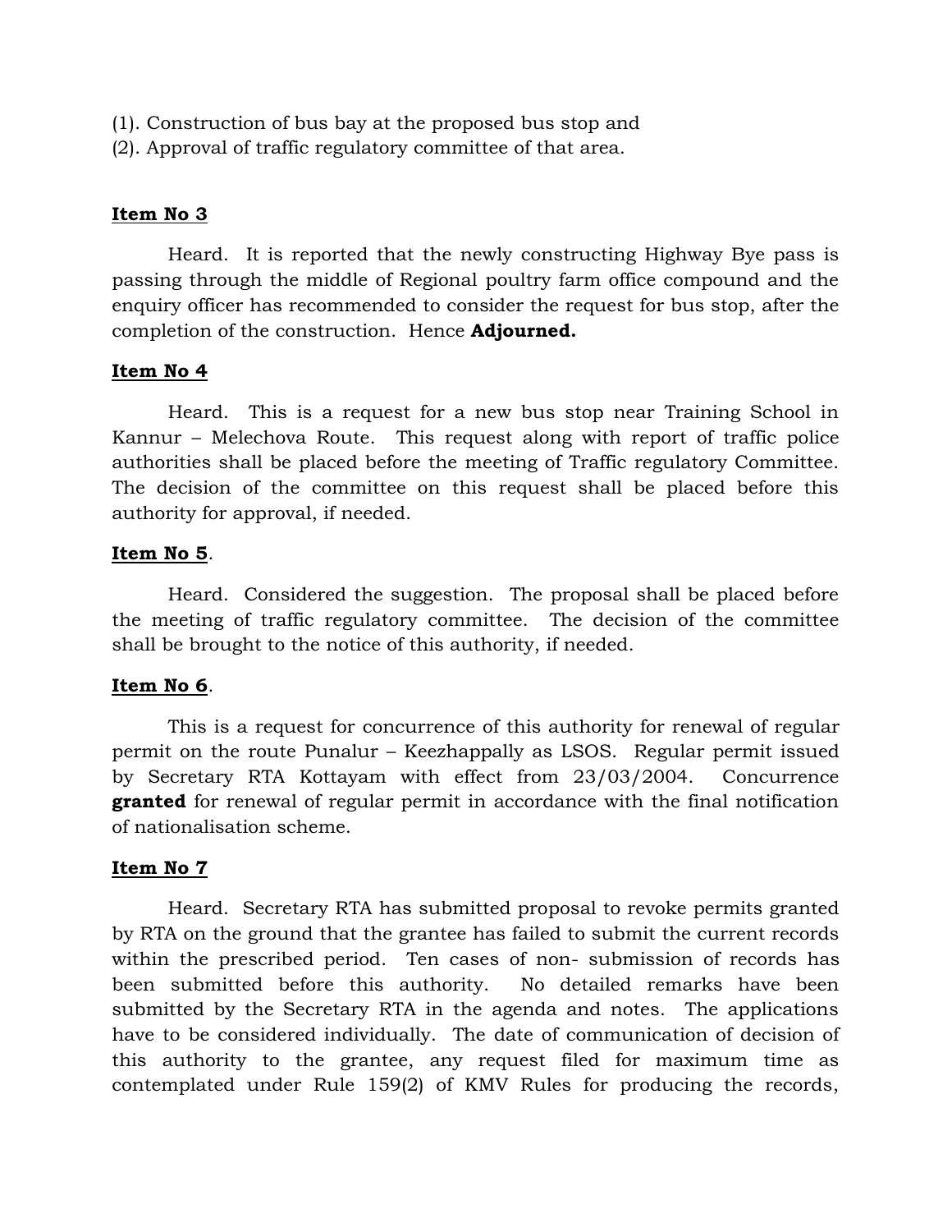(1). Construction of bus bay at the proposed bus stop and
(2). Approval of traffic regulatory committee of that area.

**Item No 3**

Heard. It is reported that the newly constructing Highway Bye pass is passing through the middle of Regional poultry farm office compound and the enquiry officer has recommended to consider the request for bus stop, after the completion of the construction. Hence **Adjourned.**

**Item No 4**

Heard. This is a request for a new bus stop near Training School in Kannur – Melechova Route. This request along with report of traffic police authorities shall be placed before the meeting of Traffic regulatory Committee. The decision of the committee on this request shall be placed before this authority for approval, if needed.

**Item No 5**.

Heard. Considered the suggestion. The proposal shall be placed before the meeting of traffic regulatory committee. The decision of the committee shall be brought to the notice of this authority, if needed.

**Item No 6**.

This is a request for concurrence of this authority for renewal of regular permit on the route Punalur – Keezhappally as LSOS. Regular permit issued by Secretary RTA Kottayam with effect from 23/03/2004. Concurrence **granted** for renewal of regular permit in accordance with the final notification of nationalisation scheme.

**Item No 7**

Heard. Secretary RTA has submitted proposal to revoke permits granted by RTA on the ground that the grantee has failed to submit the current records within the prescribed period. Ten cases of non- submission of records has been submitted before this authority. No detailed remarks have been submitted by the Secretary RTA in the agenda and notes. The applications have to be considered individually. The date of communication of decision of this authority to the grantee, any request filed for maximum time as contemplated under Rule 159(2) of KMV Rules for producing the records,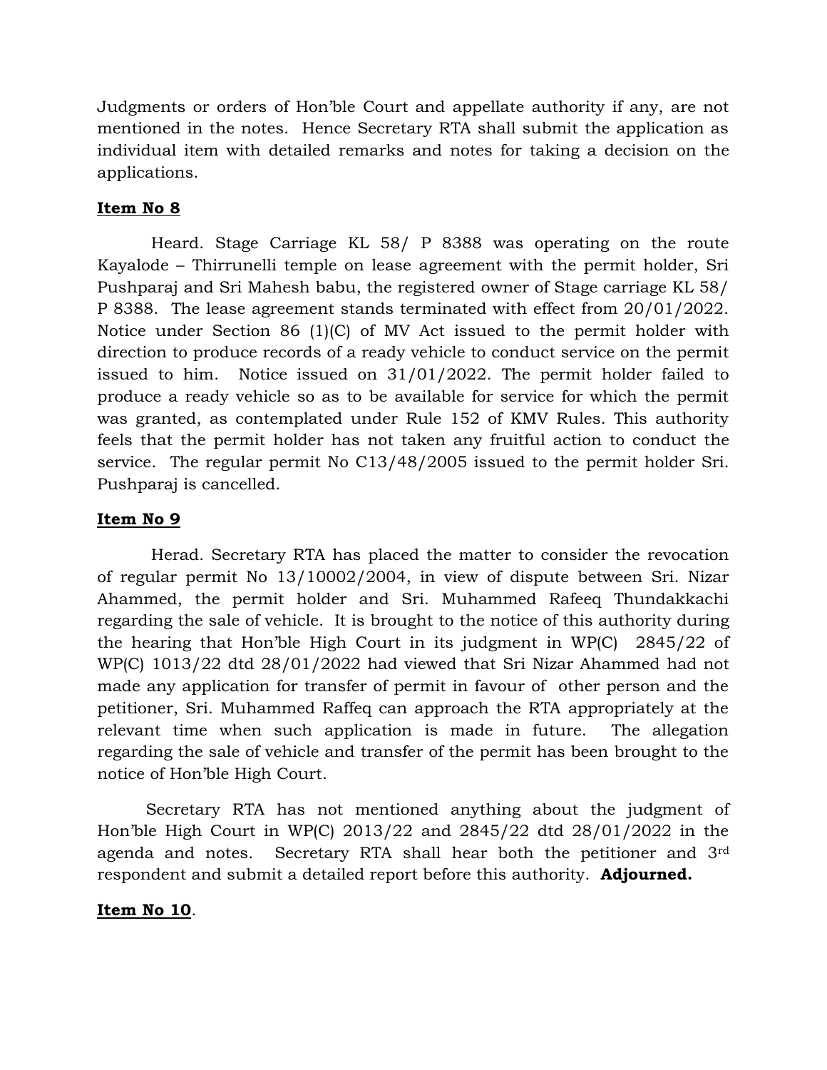Judgments or orders of Hon'ble Court and appellate authority if any, are not mentioned in the notes. Hence Secretary RTA shall submit the application as individual item with detailed remarks and notes for taking a decision on the applications.

**Item No 8**

Heard. Stage Carriage KL 58/ P 8388 was operating on the route Kayalode – Thirrunelli temple on lease agreement with the permit holder, Sri Pushparaj and Sri Mahesh babu, the registered owner of Stage carriage KL 58/ P 8388. The lease agreement stands terminated with effect from 20/01/2022. Notice under Section 86 (1)(C) of MV Act issued to the permit holder with direction to produce records of a ready vehicle to conduct service on the permit issued to him. Notice issued on 31/01/2022. The permit holder failed to produce a ready vehicle so as to be available for service for which the permit was granted, as contemplated under Rule 152 of KMV Rules. This authority feels that the permit holder has not taken any fruitful action to conduct the service. The regular permit No C13/48/2005 issued to the permit holder Sri. Pushparaj is cancelled.

**Item No 9**

Herad. Secretary RTA has placed the matter to consider the revocation of regular permit No 13/10002/2004, in view of dispute between Sri. Nizar Ahammed, the permit holder and Sri. Muhammed Rafeeq Thundakkachi regarding the sale of vehicle. It is brought to the notice of this authority during the hearing that Hon'ble High Court in its judgment in WP(C) 2845/22 of WP(C) 1013/22 dtd 28/01/2022 had viewed that Sri Nizar Ahammed had not made any application for transfer of permit in favour of other person and the petitioner, Sri. Muhammed Raffeq can approach the RTA appropriately at the relevant time when such application is made in future. The allegation regarding the sale of vehicle and transfer of the permit has been brought to the notice of Hon'ble High Court.

Secretary RTA has not mentioned anything about the judgment of Hon'ble High Court in WP(C) 2013/22 and 2845/22 dtd 28/01/2022 in the agenda and notes. Secretary RTA shall hear both the petitioner and 3rd respondent and submit a detailed report before this authority. **Adjourned.**

**Item No 10**.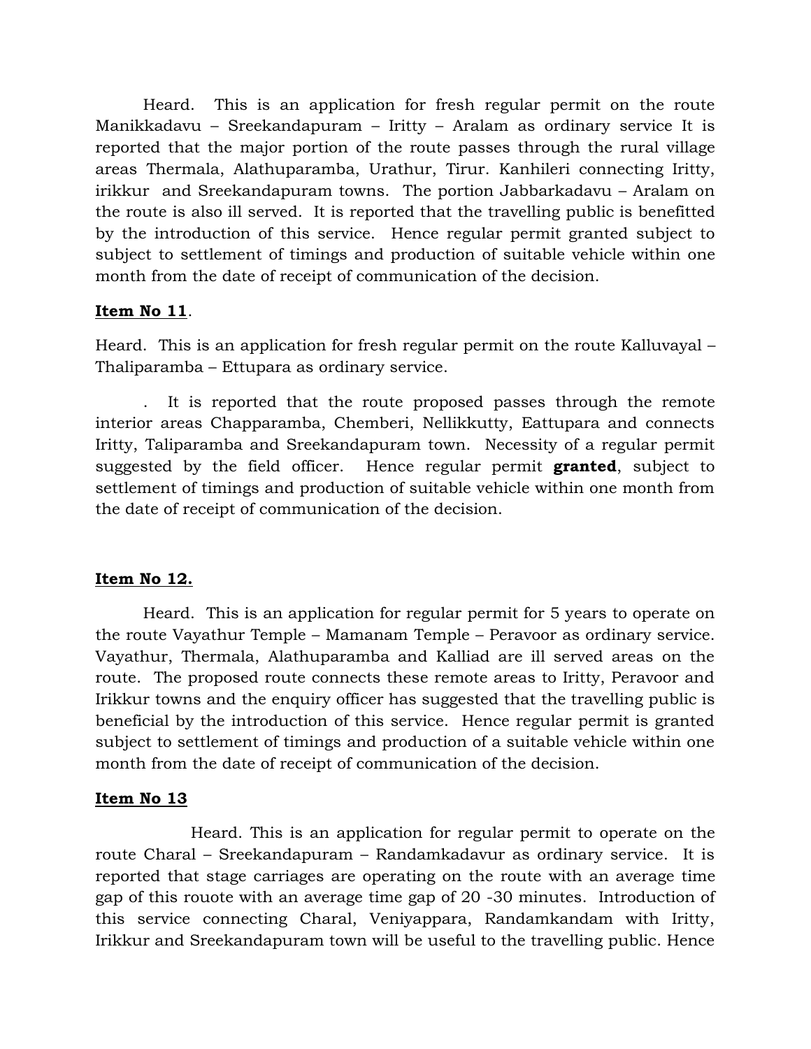Heard. This is an application for fresh regular permit on the route Manikkadavu – Sreekandapuram – Iritty – Aralam as ordinary service It is reported that the major portion of the route passes through the rural village areas Thermala, Alathuparamba, Urathur, Tirur. Kanhileri connecting Iritty, irikkur and Sreekandapuram towns. The portion Jabbarkadavu – Aralam on the route is also ill served. It is reported that the travelling public is benefitted by the introduction of this service. Hence regular permit granted subject to subject to settlement of timings and production of suitable vehicle within one month from the date of receipt of communication of the decision.

**Item No 11**.

Heard. This is an application for fresh regular permit on the route Kalluvayal – Thaliparamba – Ettupara as ordinary service.

. It is reported that the route proposed passes through the remote interior areas Chapparamba, Chemberi, Nellikkutty, Eattupara and connects Iritty, Taliparamba and Sreekandapuram town. Necessity of a regular permit suggested by the field officer. Hence regular permit **granted**, subject to settlement of timings and production of suitable vehicle within one month from the date of receipt of communication of the decision.

**Item No 12.**

Heard. This is an application for regular permit for 5 years to operate on the route Vayathur Temple – Mamanam Temple – Peravoor as ordinary service. Vayathur, Thermala, Alathuparamba and Kalliad are ill served areas on the route. The proposed route connects these remote areas to Iritty, Peravoor and Irikkur towns and the enquiry officer has suggested that the travelling public is beneficial by the introduction of this service. Hence regular permit is granted subject to settlement of timings and production of a suitable vehicle within one month from the date of receipt of communication of the decision.

**Item No 13**

Heard. This is an application for regular permit to operate on the route Charal – Sreekandapuram – Randamkadavur as ordinary service. It is reported that stage carriages are operating on the route with an average time gap of this rouote with an average time gap of 20 -30 minutes. Introduction of this service connecting Charal, Veniyappara, Randamkandam with Iritty, Irikkur and Sreekandapuram town will be useful to the travelling public. Hence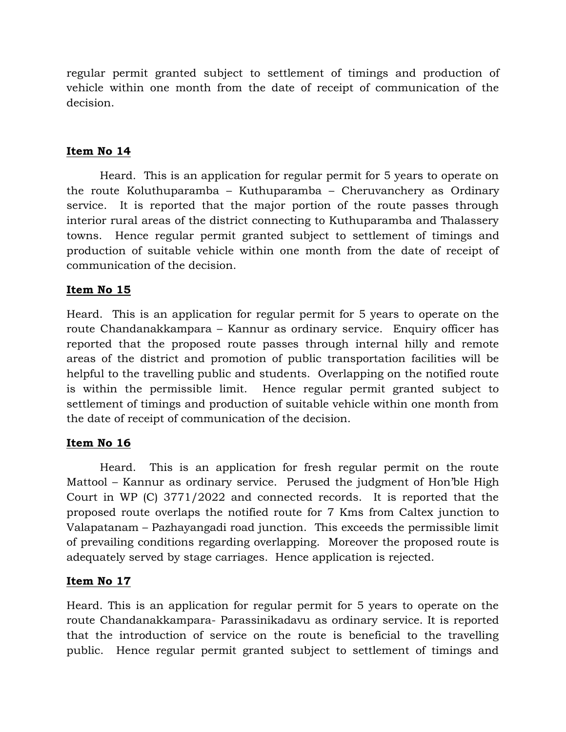regular permit granted subject to settlement of timings and production of vehicle within one month from the date of receipt of communication of the decision.

**Item No 14**

Heard. This is an application for regular permit for 5 years to operate on the route Koluthuparamba – Kuthuparamba – Cheruvanchery as Ordinary service. It is reported that the major portion of the route passes through interior rural areas of the district connecting to Kuthuparamba and Thalassery towns. Hence regular permit granted subject to settlement of timings and production of suitable vehicle within one month from the date of receipt of communication of the decision.

**Item No 15**

Heard. This is an application for regular permit for 5 years to operate on the route Chandanakkampara – Kannur as ordinary service. Enquiry officer has reported that the proposed route passes through internal hilly and remote areas of the district and promotion of public transportation facilities will be helpful to the travelling public and students. Overlapping on the notified route is within the permissible limit. Hence regular permit granted subject to settlement of timings and production of suitable vehicle within one month from the date of receipt of communication of the decision.

**Item No 16**

Heard. This is an application for fresh regular permit on the route Mattool – Kannur as ordinary service. Perused the judgment of Hon'ble High Court in WP (C) 3771/2022 and connected records. It is reported that the proposed route overlaps the notified route for 7 Kms from Caltex junction to Valapatanam – Pazhayangadi road junction. This exceeds the permissible limit of prevailing conditions regarding overlapping. Moreover the proposed route is adequately served by stage carriages. Hence application is rejected.

**Item No 17**

Heard. This is an application for regular permit for 5 years to operate on the route Chandanakkampara- Parassinikadavu as ordinary service. It is reported that the introduction of service on the route is beneficial to the travelling public. Hence regular permit granted subject to settlement of timings and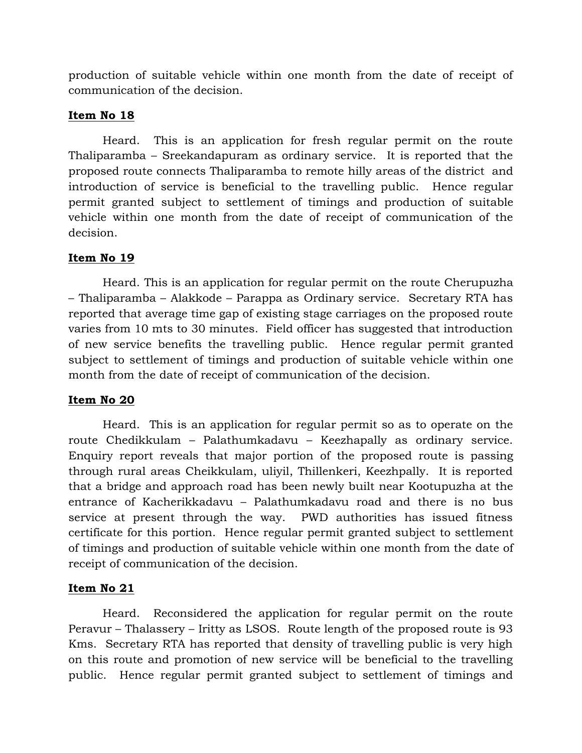production of suitable vehicle within one month from the date of receipt of communication of the decision.

**Item No 18**

Heard. This is an application for fresh regular permit on the route Thaliparamba – Sreekandapuram as ordinary service. It is reported that the proposed route connects Thaliparamba to remote hilly areas of the district and introduction of service is beneficial to the travelling public. Hence regular permit granted subject to settlement of timings and production of suitable vehicle within one month from the date of receipt of communication of the decision.

**Item No 19**

Heard. This is an application for regular permit on the route Cherupuzha – Thaliparamba – Alakkode – Parappa as Ordinary service. Secretary RTA has reported that average time gap of existing stage carriages on the proposed route varies from 10 mts to 30 minutes. Field officer has suggested that introduction of new service benefits the travelling public. Hence regular permit granted subject to settlement of timings and production of suitable vehicle within one month from the date of receipt of communication of the decision.

**Item No 20**

Heard. This is an application for regular permit so as to operate on the route Chedikkulam – Palathumkadavu – Keezhapally as ordinary service. Enquiry report reveals that major portion of the proposed route is passing through rural areas Cheikkulam, uliyil, Thillenkeri, Keezhpally. It is reported that a bridge and approach road has been newly built near Kootupuzha at the entrance of Kacherikkadavu – Palathumkadavu road and there is no bus service at present through the way. PWD authorities has issued fitness certificate for this portion. Hence regular permit granted subject to settlement of timings and production of suitable vehicle within one month from the date of receipt of communication of the decision.

**Item No 21**

Heard. Reconsidered the application for regular permit on the route Peravur – Thalassery – Iritty as LSOS. Route length of the proposed route is 93 Kms. Secretary RTA has reported that density of travelling public is very high on this route and promotion of new service will be beneficial to the travelling public. Hence regular permit granted subject to settlement of timings and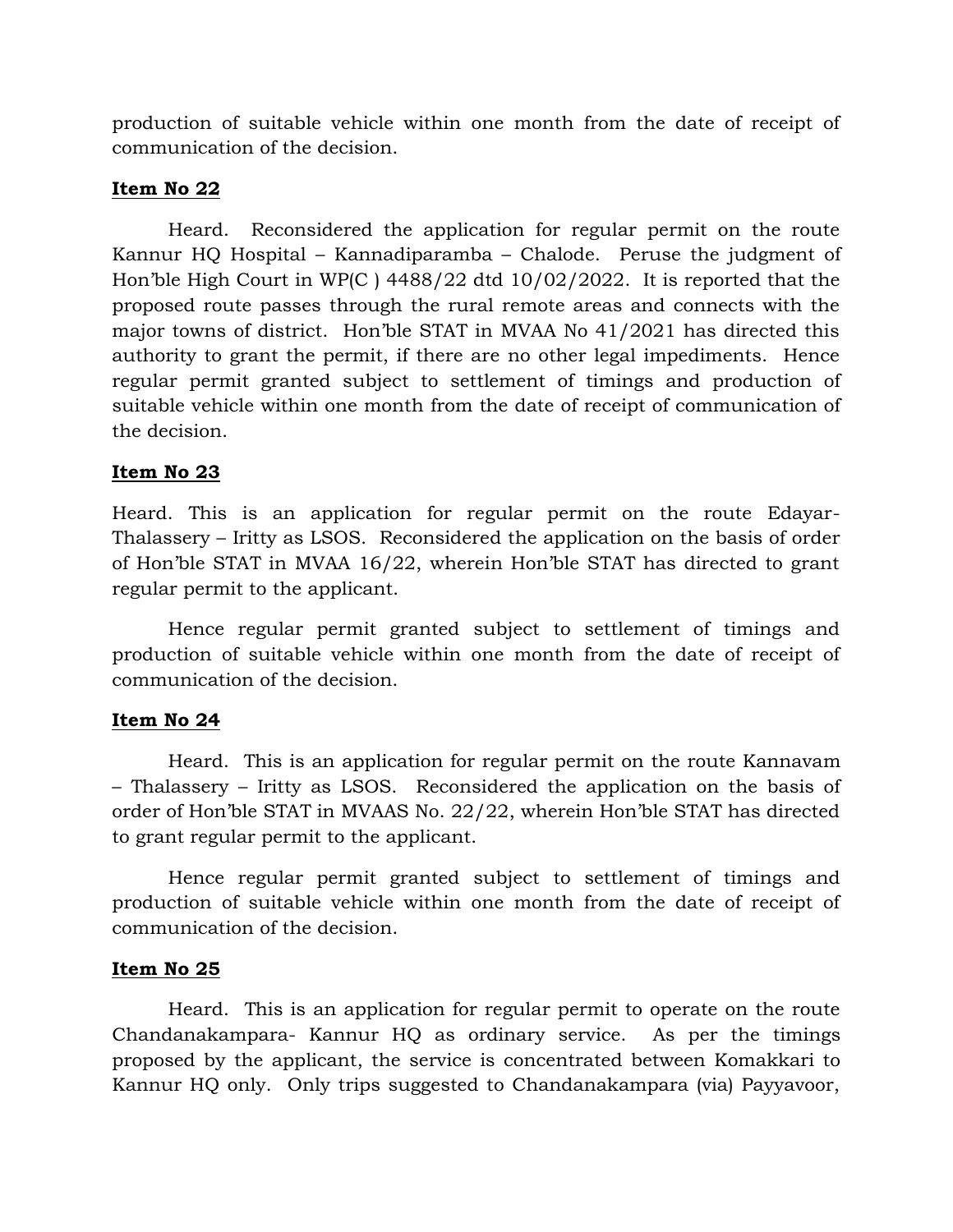production of suitable vehicle within one month from the date of receipt of communication of the decision.

**Item No 22**

Heard. Reconsidered the application for regular permit on the route Kannur HQ Hospital – Kannadiparamba – Chalode. Peruse the judgment of Hon'ble High Court in WP(C ) 4488/22 dtd 10/02/2022. It is reported that the proposed route passes through the rural remote areas and connects with the major towns of district. Hon'ble STAT in MVAA No 41/2021 has directed this authority to grant the permit, if there are no other legal impediments. Hence regular permit granted subject to settlement of timings and production of suitable vehicle within one month from the date of receipt of communication of the decision.

**Item No 23**

Heard. This is an application for regular permit on the route Edayar-Thalassery – Iritty as LSOS. Reconsidered the application on the basis of order of Hon'ble STAT in MVAA 16/22, wherein Hon'ble STAT has directed to grant regular permit to the applicant.

Hence regular permit granted subject to settlement of timings and production of suitable vehicle within one month from the date of receipt of communication of the decision.

**Item No 24**

Heard. This is an application for regular permit on the route Kannavam – Thalassery – Iritty as LSOS. Reconsidered the application on the basis of order of Hon'ble STAT in MVAAS No. 22/22, wherein Hon'ble STAT has directed to grant regular permit to the applicant.

Hence regular permit granted subject to settlement of timings and production of suitable vehicle within one month from the date of receipt of communication of the decision.

**Item No 25**

Heard. This is an application for regular permit to operate on the route Chandanakampara- Kannur HQ as ordinary service. As per the timings proposed by the applicant, the service is concentrated between Komakkari to Kannur HQ only. Only trips suggested to Chandanakampara (via) Payyavoor,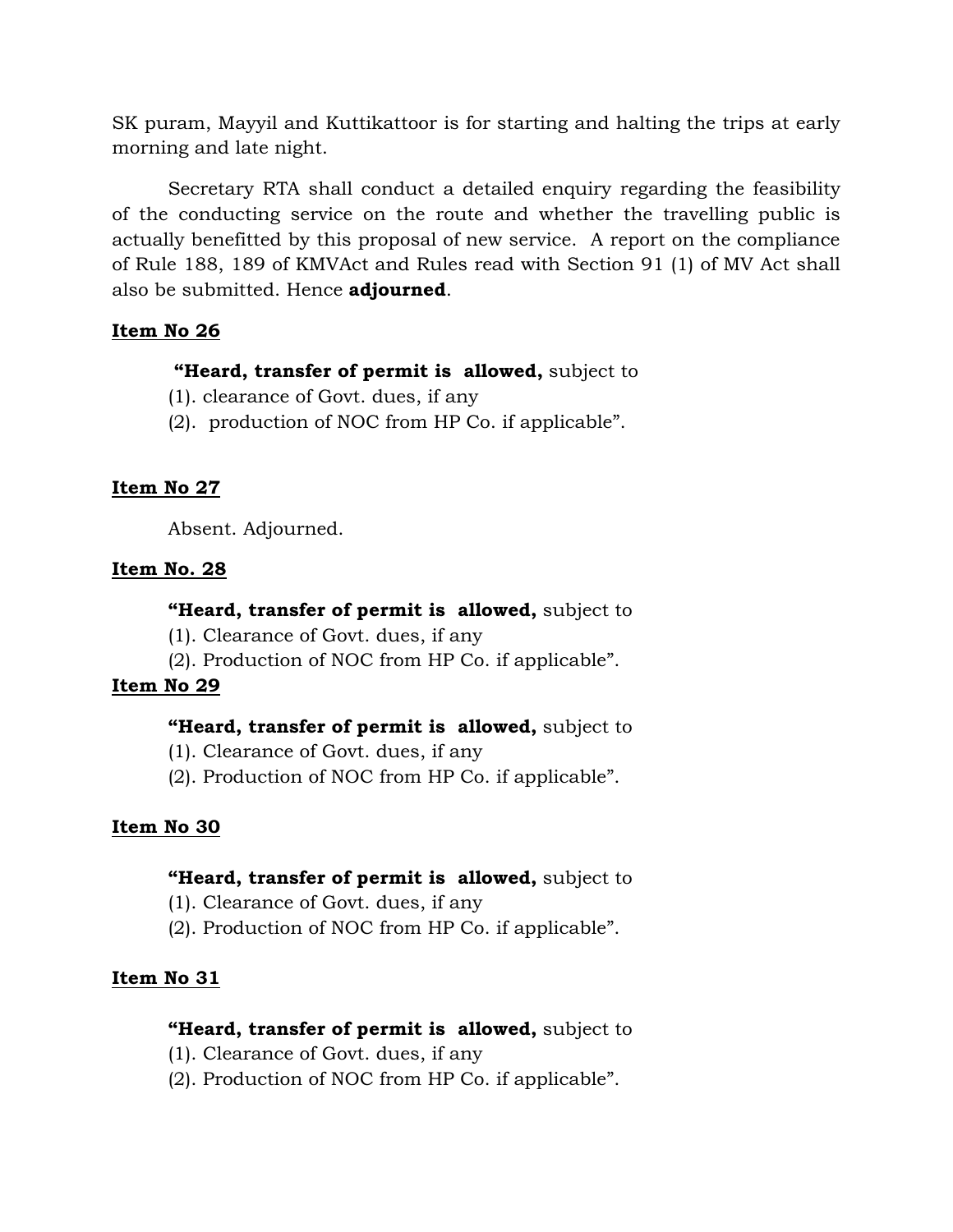SK puram, Mayyil and Kuttikattoor is for starting and halting the trips at early morning and late night.

Secretary RTA shall conduct a detailed enquiry regarding the feasibility of the conducting service on the route and whether the travelling public is actually benefitted by this proposal of new service. A report on the compliance of Rule 188, 189 of KMVAct and Rules read with Section 91 (1) of MV Act shall also be submitted. Hence **adjourned**.

**Item No 26**

**"Heard, transfer of permit is allowed,** subject to
(1). clearance of Govt. dues, if any
(2). production of NOC from HP Co. if applicable".

**Item No 27**

Absent. Adjourned.

**Item No. 28**

**"Heard, transfer of permit is allowed,** subject to
(1). Clearance of Govt. dues, if any
(2). Production of NOC from HP Co. if applicable".

**Item No 29**

**"Heard, transfer of permit is allowed,** subject to
(1). Clearance of Govt. dues, if any
(2). Production of NOC from HP Co. if applicable".

**Item No 30**

**"Heard, transfer of permit is allowed,** subject to
(1). Clearance of Govt. dues, if any
(2). Production of NOC from HP Co. if applicable".

**Item No 31**

**"Heard, transfer of permit is allowed,** subject to
(1). Clearance of Govt. dues, if any
(2). Production of NOC from HP Co. if applicable".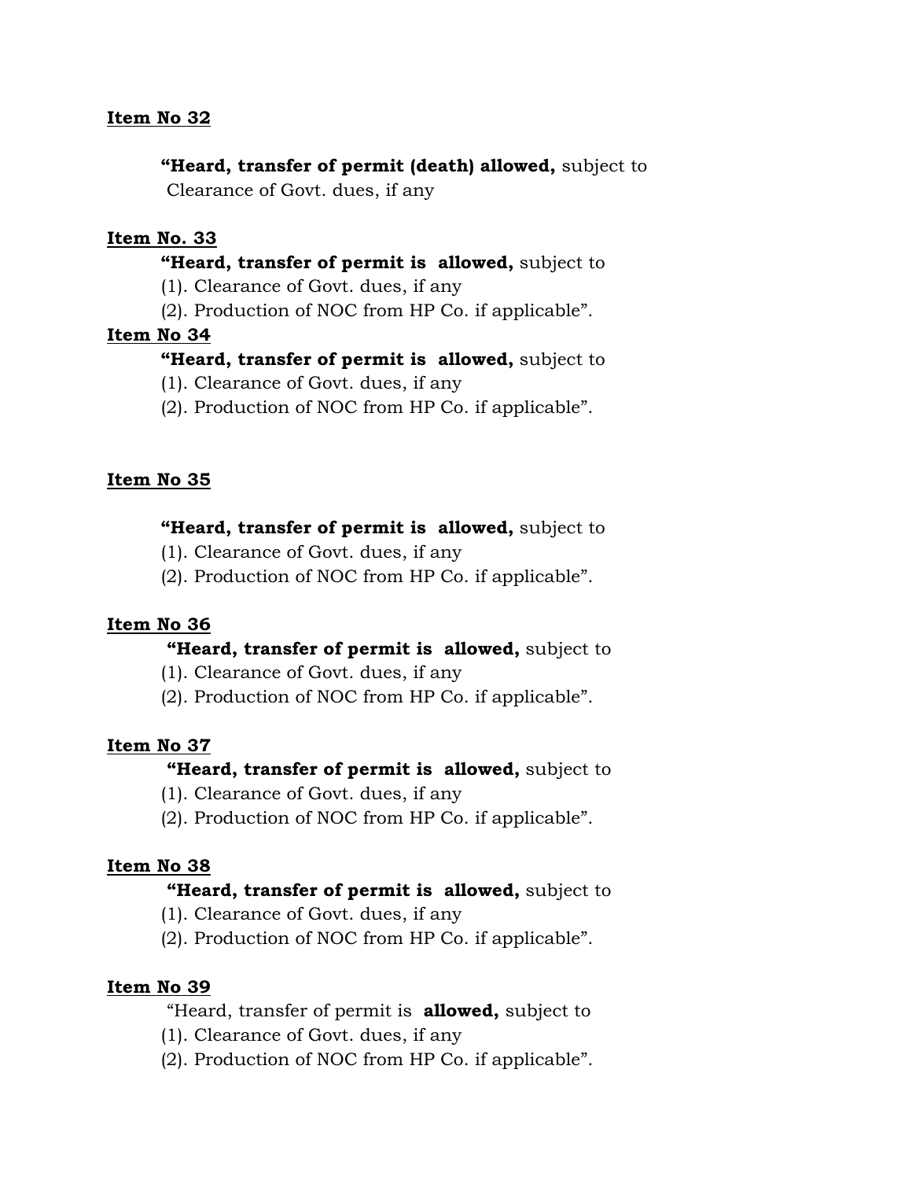**Item No 32**

**"Heard, transfer of permit (death) allowed,** subject to
Clearance of Govt. dues, if any

**Item No. 33**

**"Heard, transfer of permit is allowed,** subject to

(1). Clearance of Govt. dues, if any

(2). Production of NOC from HP Co. if applicable".

**Item No 34**

**"Heard, transfer of permit is allowed,** subject to

(1). Clearance of Govt. dues, if any

(2). Production of NOC from HP Co. if applicable".

**Item No 35**

**"Heard, transfer of permit is allowed,** subject to

(1). Clearance of Govt. dues, if any

(2). Production of NOC from HP Co. if applicable".

**Item No 36**

**"Heard, transfer of permit is allowed,** subject to

(1). Clearance of Govt. dues, if any

(2). Production of NOC from HP Co. if applicable".

**Item No 37**

**"Heard, transfer of permit is allowed,** subject to

(1). Clearance of Govt. dues, if any

(2). Production of NOC from HP Co. if applicable".

**Item No 38**

**"Heard, transfer of permit is allowed,** subject to

(1). Clearance of Govt. dues, if any

(2). Production of NOC from HP Co. if applicable".

**Item No 39**

"Heard, transfer of permit is **allowed,** subject to

(1). Clearance of Govt. dues, if any

(2). Production of NOC from HP Co. if applicable".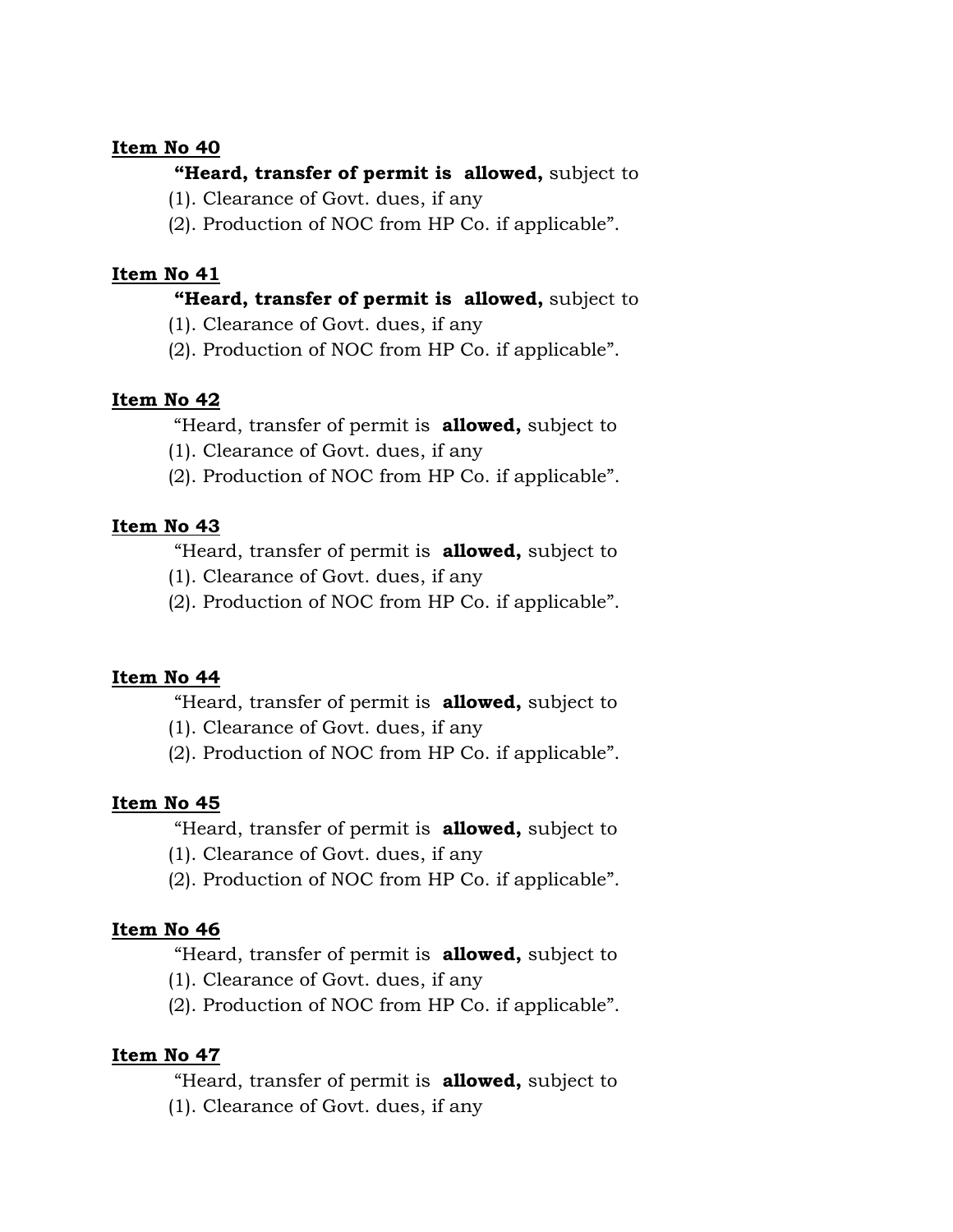**<u>Item No 40</u>**

**"Heard, transfer of permit is allowed,** subject to

(1). Clearance of Govt. dues, if any

(2). Production of NOC from HP Co. if applicable".

**<u>Item No 41</u>**

**"Heard, transfer of permit is allowed,** subject to

(1). Clearance of Govt. dues, if any

(2). Production of NOC from HP Co. if applicable".

**<u>Item No 42</u>**

"Heard, transfer of permit is **allowed,** subject to

(1). Clearance of Govt. dues, if any

(2). Production of NOC from HP Co. if applicable".

**<u>Item No 43</u>**

"Heard, transfer of permit is **allowed,** subject to

(1). Clearance of Govt. dues, if any

(2). Production of NOC from HP Co. if applicable".

**<u>Item No 44</u>**

"Heard, transfer of permit is **allowed,** subject to

(1). Clearance of Govt. dues, if any

(2). Production of NOC from HP Co. if applicable".

**<u>Item No 45</u>**

"Heard, transfer of permit is **allowed,** subject to

(1). Clearance of Govt. dues, if any

(2). Production of NOC from HP Co. if applicable".

**<u>Item No 46</u>**

"Heard, transfer of permit is **allowed,** subject to

(1). Clearance of Govt. dues, if any

(2). Production of NOC from HP Co. if applicable".

**<u>Item No 47</u>**

"Heard, transfer of permit is **allowed,** subject to

(1). Clearance of Govt. dues, if any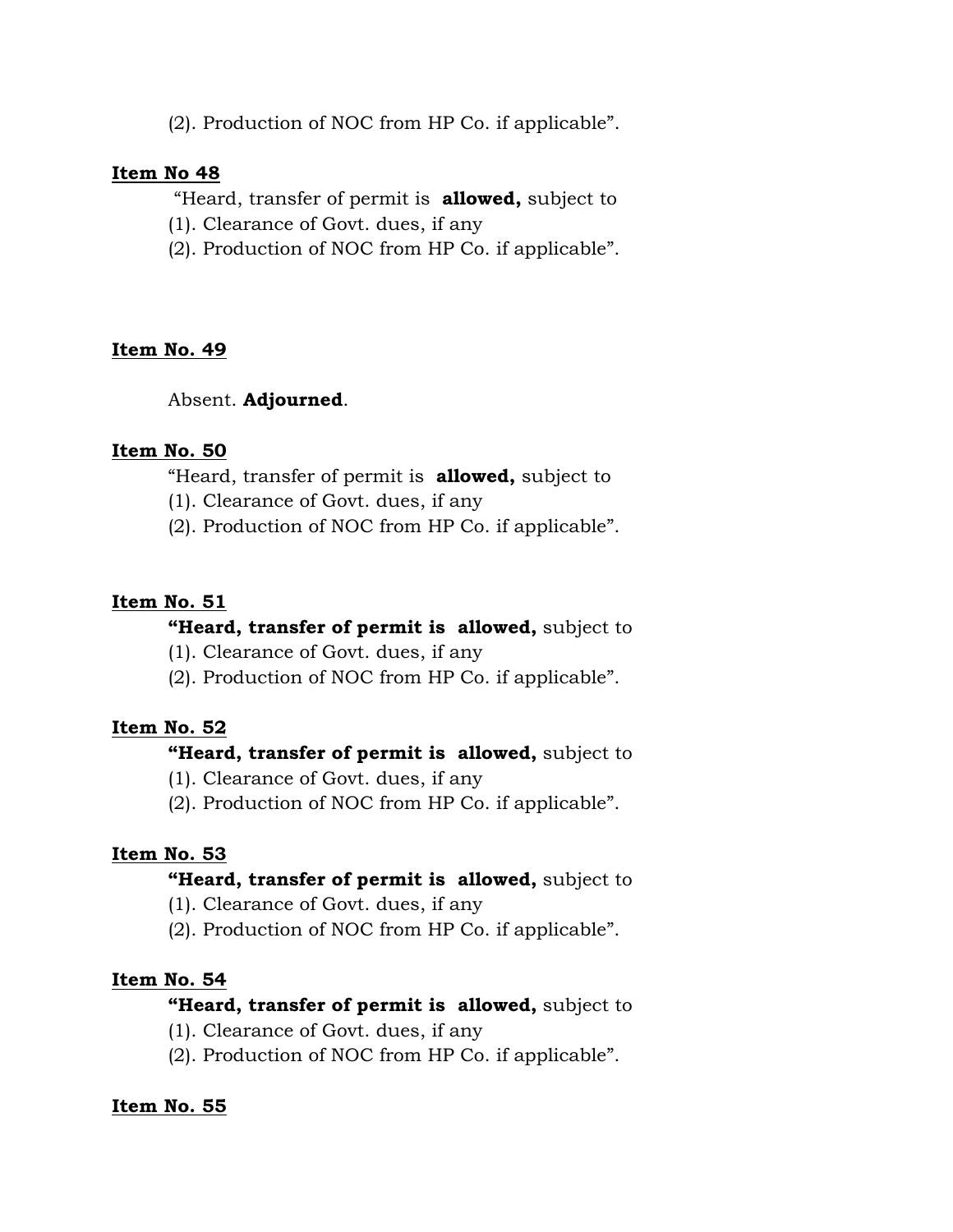(2). Production of NOC from HP Co. if applicable".

**Item No 48**

"Heard, transfer of permit is **allowed,** subject to

(1). Clearance of Govt. dues, if any

(2). Production of NOC from HP Co. if applicable".

**Item No. 49**

Absent. **Adjourned**.

**Item No. 50**

"Heard, transfer of permit is **allowed,** subject to

(1). Clearance of Govt. dues, if any

(2). Production of NOC from HP Co. if applicable".

**Item No. 51**

**"Heard, transfer of permit is allowed,** subject to

(1). Clearance of Govt. dues, if any

(2). Production of NOC from HP Co. if applicable".

**Item No. 52**

**"Heard, transfer of permit is allowed,** subject to

(1). Clearance of Govt. dues, if any

(2). Production of NOC from HP Co. if applicable".

**Item No. 53**

**"Heard, transfer of permit is allowed,** subject to

(1). Clearance of Govt. dues, if any

(2). Production of NOC from HP Co. if applicable".

**Item No. 54**

**"Heard, transfer of permit is allowed,** subject to

(1). Clearance of Govt. dues, if any

(2). Production of NOC from HP Co. if applicable".

**Item No. 55**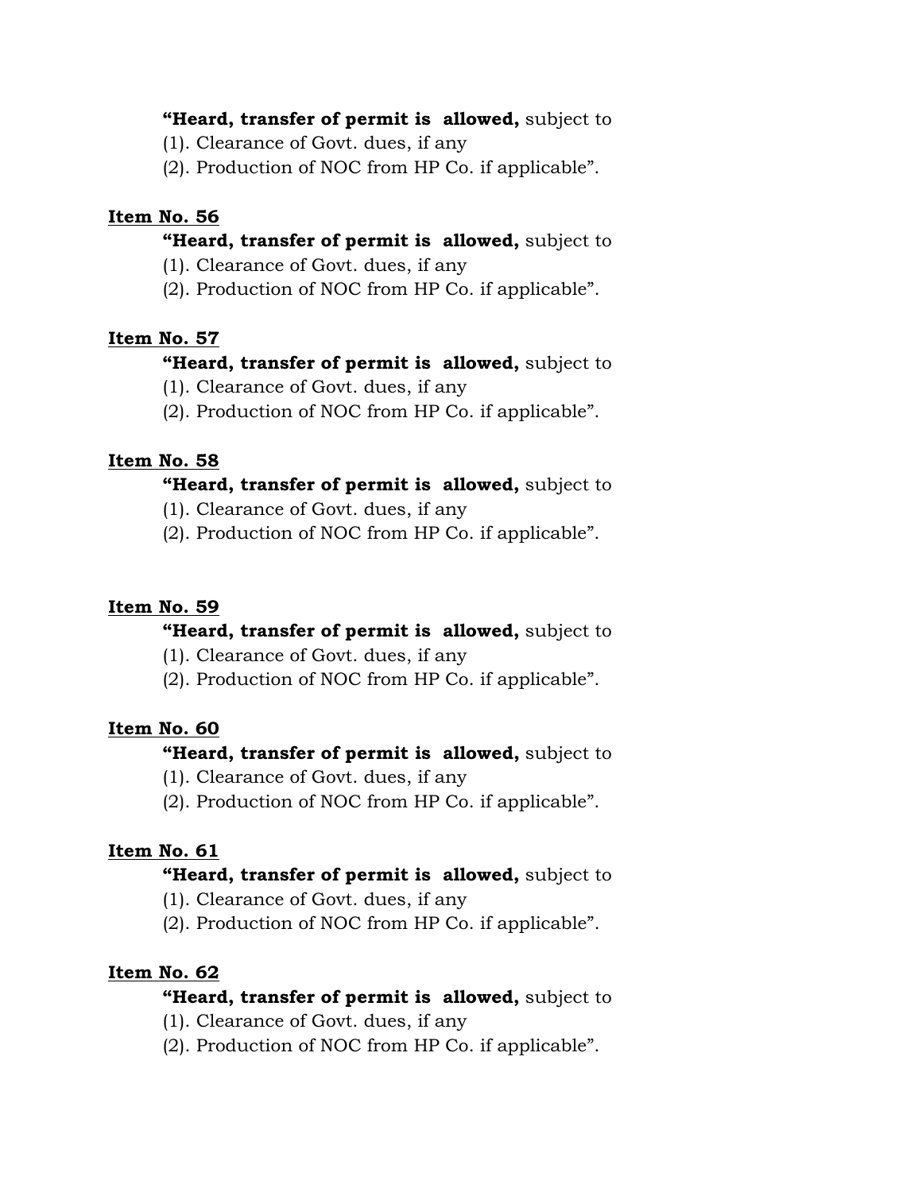**"Heard, transfer of permit is allowed,** subject to

(1). Clearance of Govt. dues, if any

(2). Production of NOC from HP Co. if applicable".

**<u>Item No. 56</u>**

**"Heard, transfer of permit is allowed,** subject to

(1). Clearance of Govt. dues, if any

(2). Production of NOC from HP Co. if applicable".

**<u>Item No. 57</u>**

**"Heard, transfer of permit is allowed,** subject to

(1). Clearance of Govt. dues, if any

(2). Production of NOC from HP Co. if applicable".

**<u>Item No. 58</u>**

**"Heard, transfer of permit is allowed,** subject to

(1). Clearance of Govt. dues, if any

(2). Production of NOC from HP Co. if applicable".

**<u>Item No. 59</u>**

**"Heard, transfer of permit is allowed,** subject to

(1). Clearance of Govt. dues, if any

(2). Production of NOC from HP Co. if applicable".

**<u>Item No. 60</u>**

**"Heard, transfer of permit is allowed,** subject to

(1). Clearance of Govt. dues, if any

(2). Production of NOC from HP Co. if applicable".

**<u>Item No. 61</u>**

**"Heard, transfer of permit is allowed,** subject to

(1). Clearance of Govt. dues, if any

(2). Production of NOC from HP Co. if applicable".

**<u>Item No. 62</u>**

**"Heard, transfer of permit is allowed,** subject to

(1). Clearance of Govt. dues, if any

(2). Production of NOC from HP Co. if applicable".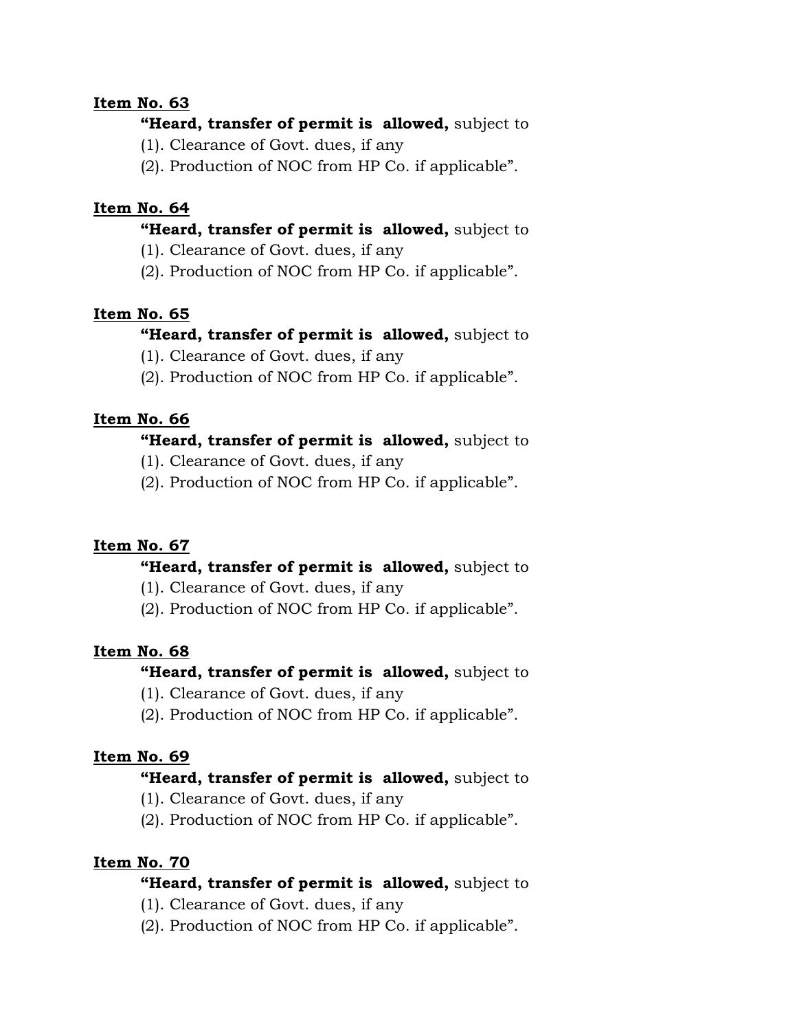**Item No. 63**

**"Heard, transfer of permit is allowed,** subject to

(1). Clearance of Govt. dues, if any

(2). Production of NOC from HP Co. if applicable".

**Item No. 64**

**"Heard, transfer of permit is allowed,** subject to

(1). Clearance of Govt. dues, if any

(2). Production of NOC from HP Co. if applicable".

**Item No. 65**

**"Heard, transfer of permit is allowed,** subject to

(1). Clearance of Govt. dues, if any

(2). Production of NOC from HP Co. if applicable".

**Item No. 66**

**"Heard, transfer of permit is allowed,** subject to

(1). Clearance of Govt. dues, if any

(2). Production of NOC from HP Co. if applicable".

**Item No. 67**

**"Heard, transfer of permit is allowed,** subject to

(1). Clearance of Govt. dues, if any

(2). Production of NOC from HP Co. if applicable".

**Item No. 68**

**"Heard, transfer of permit is allowed,** subject to

(1). Clearance of Govt. dues, if any

(2). Production of NOC from HP Co. if applicable".

**Item No. 69**

**"Heard, transfer of permit is allowed,** subject to

(1). Clearance of Govt. dues, if any

(2). Production of NOC from HP Co. if applicable".

**Item No. 70**

**"Heard, transfer of permit is allowed,** subject to

(1). Clearance of Govt. dues, if any

(2). Production of NOC from HP Co. if applicable".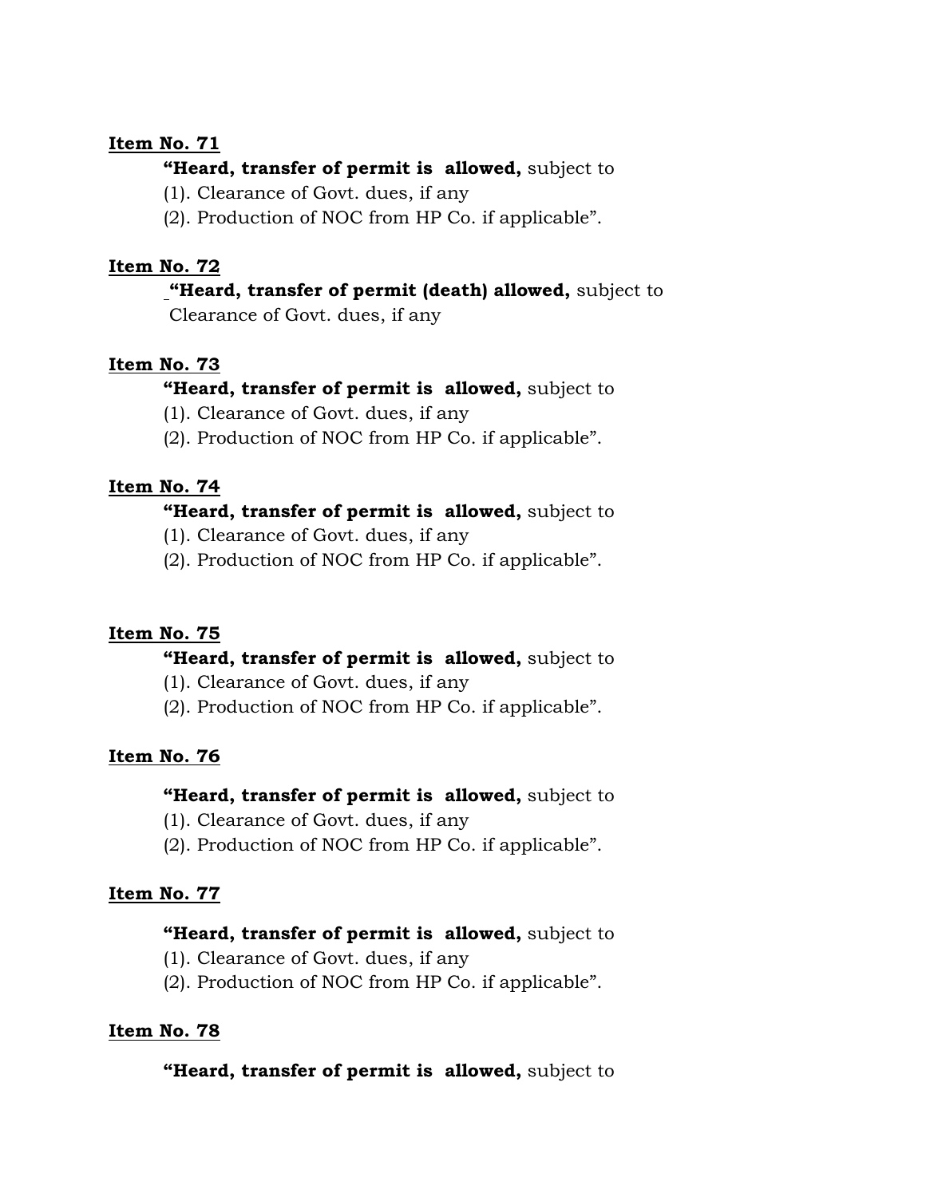**Item No. 71**

**"Heard, transfer of permit is allowed,** subject to

(1). Clearance of Govt. dues, if any

(2). Production of NOC from HP Co. if applicable".

**Item No. 72**

**"Heard, transfer of permit (death) allowed,** subject to Clearance of Govt. dues, if any

**Item No. 73**

**"Heard, transfer of permit is allowed,** subject to

(1). Clearance of Govt. dues, if any

(2). Production of NOC from HP Co. if applicable".

**Item No. 74**

**"Heard, transfer of permit is allowed,** subject to

(1). Clearance of Govt. dues, if any

(2). Production of NOC from HP Co. if applicable".

**Item No. 75**

**"Heard, transfer of permit is allowed,** subject to

(1). Clearance of Govt. dues, if any

(2). Production of NOC from HP Co. if applicable".

**Item No. 76**

**"Heard, transfer of permit is allowed,** subject to

(1). Clearance of Govt. dues, if any

(2). Production of NOC from HP Co. if applicable".

**Item No. 77**

**"Heard, transfer of permit is allowed,** subject to

(1). Clearance of Govt. dues, if any

(2). Production of NOC from HP Co. if applicable".

**Item No. 78**

**"Heard, transfer of permit is allowed,** subject to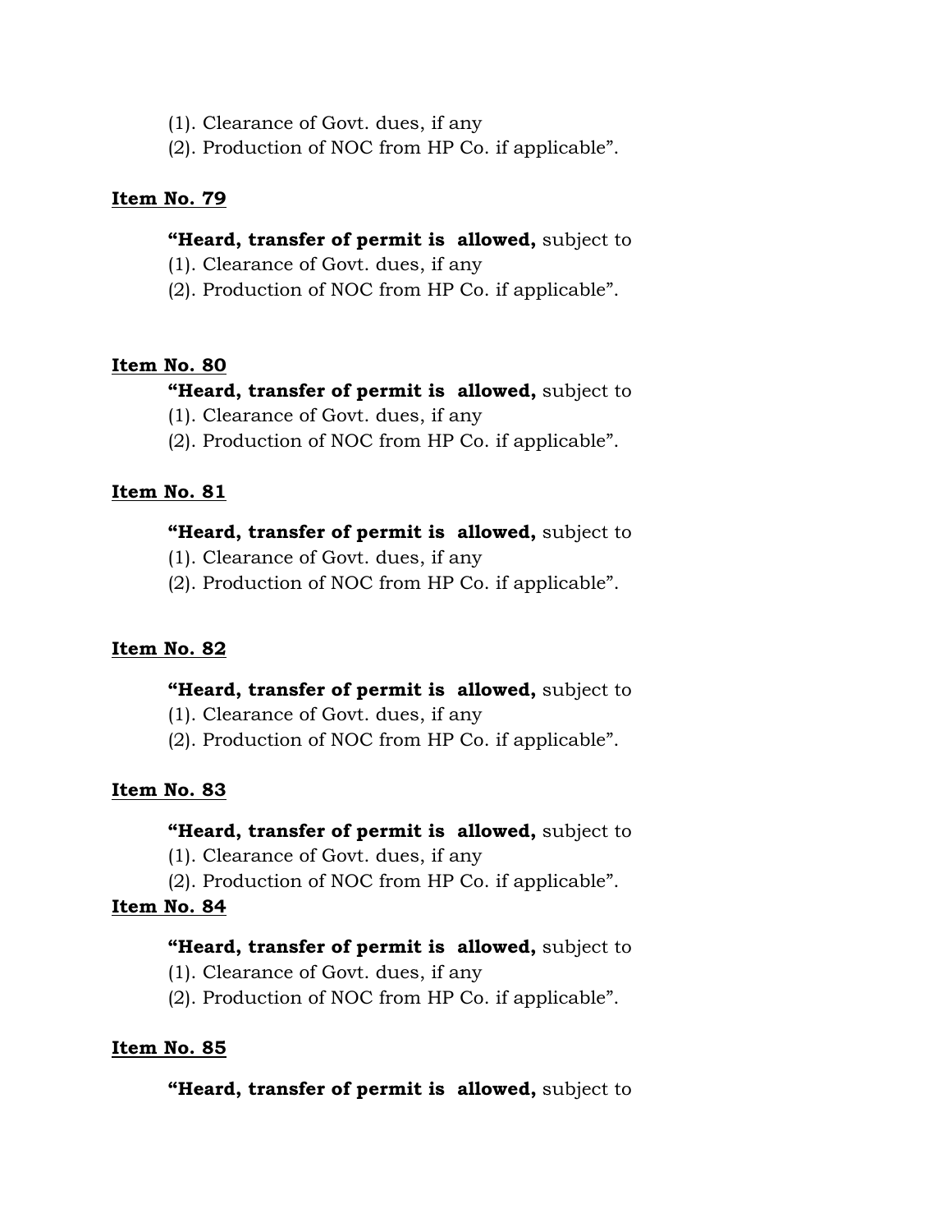(1). Clearance of Govt. dues, if any

(2). Production of NOC from HP Co. if applicable".

**Item No. 79**

**"Heard, transfer of permit is allowed,** subject to

(1). Clearance of Govt. dues, if any

(2). Production of NOC from HP Co. if applicable".

**Item No. 80**

**"Heard, transfer of permit is allowed,** subject to

(1). Clearance of Govt. dues, if any

(2). Production of NOC from HP Co. if applicable".

**Item No. 81**

**"Heard, transfer of permit is allowed,** subject to

(1). Clearance of Govt. dues, if any

(2). Production of NOC from HP Co. if applicable".

**Item No. 82**

**"Heard, transfer of permit is allowed,** subject to

(1). Clearance of Govt. dues, if any

(2). Production of NOC from HP Co. if applicable".

**Item No. 83**

**"Heard, transfer of permit is allowed,** subject to

(1). Clearance of Govt. dues, if any

(2). Production of NOC from HP Co. if applicable".

**Item No. 84**

**"Heard, transfer of permit is allowed,** subject to

(1). Clearance of Govt. dues, if any

(2). Production of NOC from HP Co. if applicable".

**Item No. 85**

**"Heard, transfer of permit is allowed,** subject to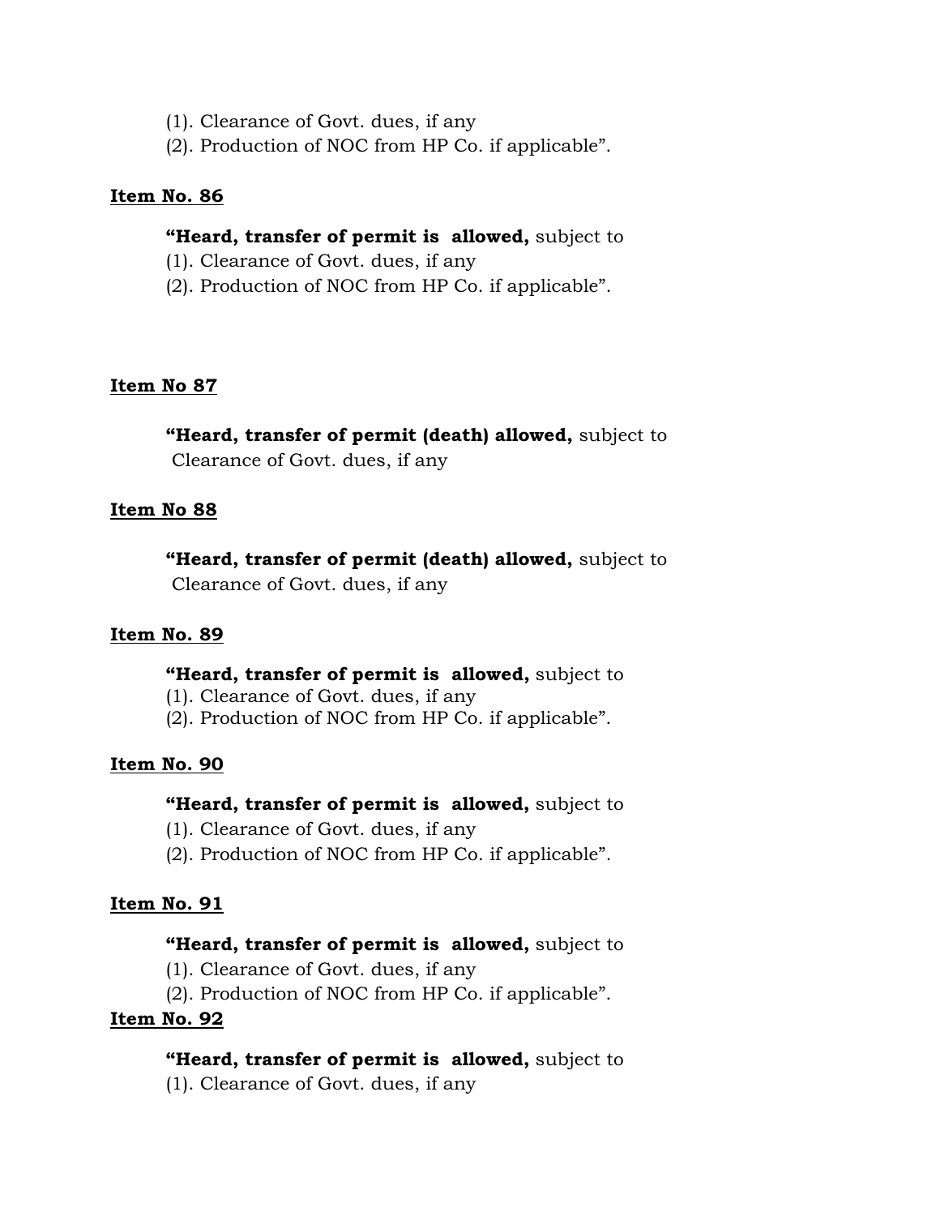(1). Clearance of Govt. dues, if any
(2). Production of NOC from HP Co. if applicable".

**Item No. 86**

**"Heard, transfer of permit is allowed,** subject to
(1). Clearance of Govt. dues, if any
(2). Production of NOC from HP Co. if applicable".

**Item No 87**

**"Heard, transfer of permit (death) allowed,** subject to
Clearance of Govt. dues, if any

**Item No 88**

**"Heard, transfer of permit (death) allowed,** subject to
Clearance of Govt. dues, if any

**Item No. 89**

**"Heard, transfer of permit is allowed,** subject to
(1). Clearance of Govt. dues, if any
(2). Production of NOC from HP Co. if applicable".

**Item No. 90**

**"Heard, transfer of permit is allowed,** subject to
(1). Clearance of Govt. dues, if any
(2). Production of NOC from HP Co. if applicable".

**Item No. 91**

**"Heard, transfer of permit is allowed,** subject to
(1). Clearance of Govt. dues, if any
(2). Production of NOC from HP Co. if applicable".

**Item No. 92**

**"Heard, transfer of permit is allowed,** subject to
(1). Clearance of Govt. dues, if any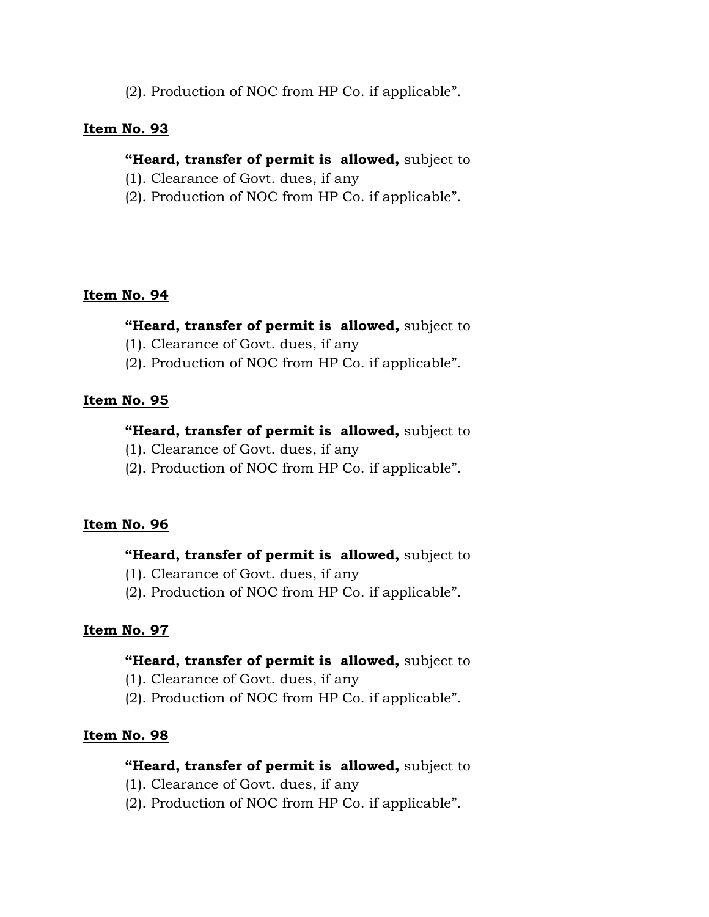(2). Production of NOC from HP Co. if applicable".

**Item No. 93**

**"Heard, transfer of permit is allowed,** subject to
(1). Clearance of Govt. dues, if any
(2). Production of NOC from HP Co. if applicable".

**Item No. 94**

**"Heard, transfer of permit is allowed,** subject to
(1). Clearance of Govt. dues, if any
(2). Production of NOC from HP Co. if applicable".

**Item No. 95**

**"Heard, transfer of permit is allowed,** subject to
(1). Clearance of Govt. dues, if any
(2). Production of NOC from HP Co. if applicable".

**Item No. 96**

**"Heard, transfer of permit is allowed,** subject to
(1). Clearance of Govt. dues, if any
(2). Production of NOC from HP Co. if applicable".

**Item No. 97**

**"Heard, transfer of permit is allowed,** subject to
(1). Clearance of Govt. dues, if any
(2). Production of NOC from HP Co. if applicable".

**Item No. 98**

**"Heard, transfer of permit is allowed,** subject to
(1). Clearance of Govt. dues, if any
(2). Production of NOC from HP Co. if applicable".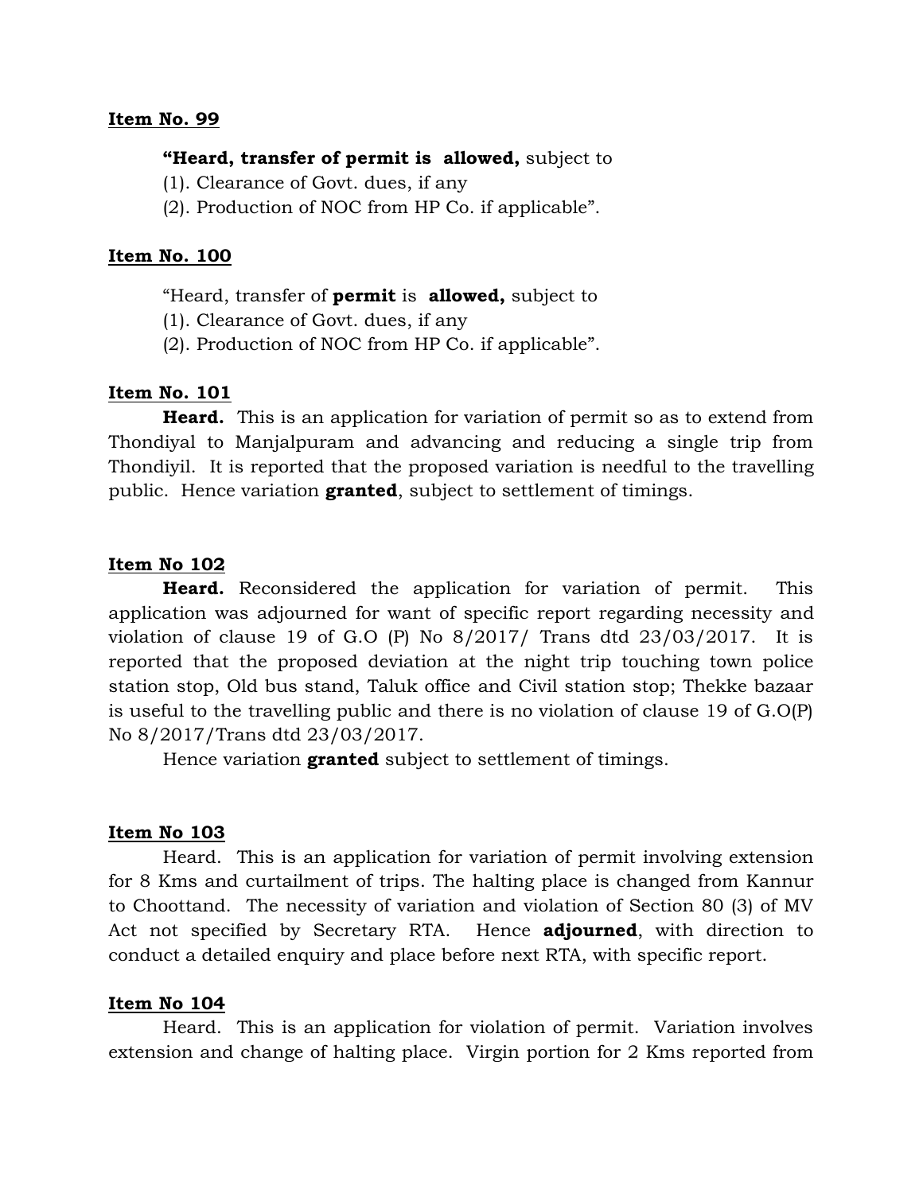**Item No. 99**

**"Heard, transfer of permit is allowed,** subject to
(1). Clearance of Govt. dues, if any
(2). Production of NOC from HP Co. if applicable".

**Item No. 100**

"Heard, transfer of **permit** is **allowed,** subject to
(1). Clearance of Govt. dues, if any
(2). Production of NOC from HP Co. if applicable".

**Item No. 101**

**Heard.** This is an application for variation of permit so as to extend from Thondiyal to Manjalpuram and advancing and reducing a single trip from Thondiyil. It is reported that the proposed variation is needful to the travelling public. Hence variation **granted**, subject to settlement of timings.

**Item No 102**

**Heard.** Reconsidered the application for variation of permit. This application was adjourned for want of specific report regarding necessity and violation of clause 19 of G.O (P) No 8/2017/ Trans dtd 23/03/2017. It is reported that the proposed deviation at the night trip touching town police station stop, Old bus stand, Taluk office and Civil station stop; Thekke bazaar is useful to the travelling public and there is no violation of clause 19 of G.O(P) No 8/2017/Trans dtd 23/03/2017.

Hence variation **granted** subject to settlement of timings.

**Item No 103**

Heard. This is an application for variation of permit involving extension for 8 Kms and curtailment of trips. The halting place is changed from Kannur to Choottand. The necessity of variation and violation of Section 80 (3) of MV Act not specified by Secretary RTA. Hence **adjourned**, with direction to conduct a detailed enquiry and place before next RTA, with specific report.

**Item No 104**

Heard. This is an application for violation of permit. Variation involves extension and change of halting place. Virgin portion for 2 Kms reported from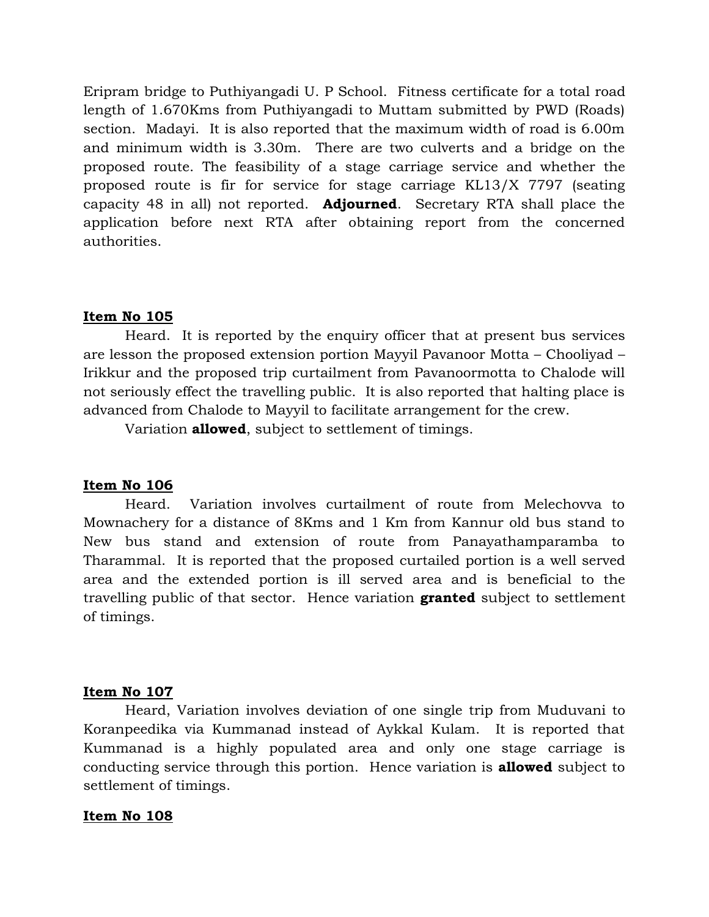Eripram bridge to Puthiyangadi U. P School. Fitness certificate for a total road length of 1.670Kms from Puthiyangadi to Muttam submitted by PWD (Roads) section. Madayi. It is also reported that the maximum width of road is 6.00m and minimum width is 3.30m. There are two culverts and a bridge on the proposed route. The feasibility of a stage carriage service and whether the proposed route is fir for service for stage carriage KL13/X 7797 (seating capacity 48 in all) not reported. **Adjourned**. Secretary RTA shall place the application before next RTA after obtaining report from the concerned authorities.

**Item No 105**

Heard. It is reported by the enquiry officer that at present bus services are lesson the proposed extension portion Mayyil Pavanoor Motta – Chooliyad – Irikkur and the proposed trip curtailment from Pavanoormotta to Chalode will not seriously effect the travelling public. It is also reported that halting place is advanced from Chalode to Mayyil to facilitate arrangement for the crew.

Variation **allowed**, subject to settlement of timings.

**Item No 106**

Heard. Variation involves curtailment of route from Melechovva to Mownachery for a distance of 8Kms and 1 Km from Kannur old bus stand to New bus stand and extension of route from Panayathamparamba to Tharammal. It is reported that the proposed curtailed portion is a well served area and the extended portion is ill served area and is beneficial to the travelling public of that sector. Hence variation **granted** subject to settlement of timings.

**Item No 107**

Heard, Variation involves deviation of one single trip from Muduvani to Koranpeedika via Kummanad instead of Aykkal Kulam. It is reported that Kummanad is a highly populated area and only one stage carriage is conducting service through this portion. Hence variation is **allowed** subject to settlement of timings.

**Item No 108**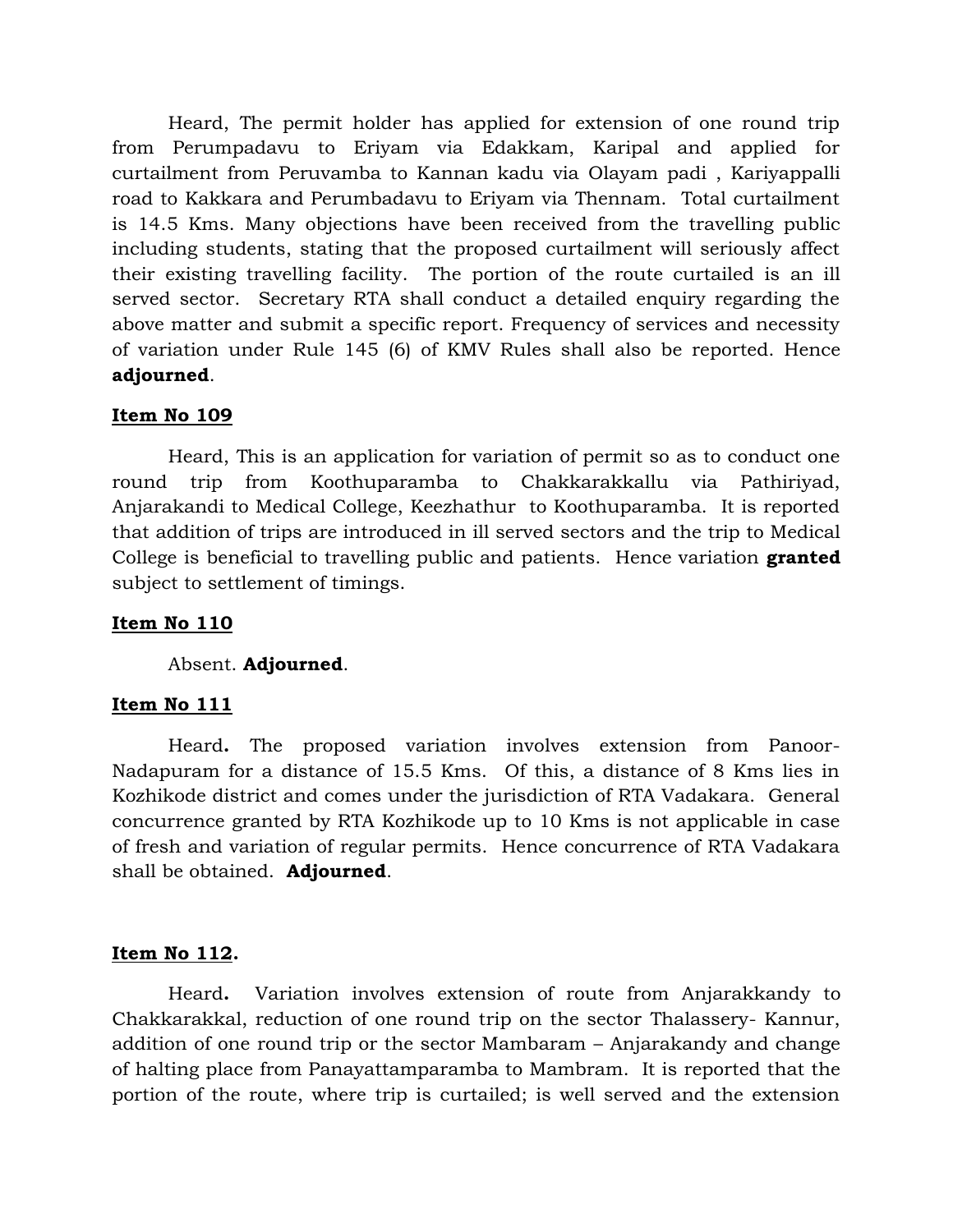Heard, The permit holder has applied for extension of one round trip from Perumpadavu to Eriyam via Edakkam, Karipal and applied for curtailment from Peruvamba to Kannan kadu via Olayam padi , Kariyappalli road to Kakkara and Perumbadavu to Eriyam via Thennam. Total curtailment is 14.5 Kms. Many objections have been received from the travelling public including students, stating that the proposed curtailment will seriously affect their existing travelling facility. The portion of the route curtailed is an ill served sector. Secretary RTA shall conduct a detailed enquiry regarding the above matter and submit a specific report. Frequency of services and necessity of variation under Rule 145 (6) of KMV Rules shall also be reported. Hence **adjourned**.

**Item No 109**

Heard, This is an application for variation of permit so as to conduct one round trip from Koothuparamba to Chakkarakkallu via Pathiriyad, Anjarakandi to Medical College, Keezhathur to Koothuparamba. It is reported that addition of trips are introduced in ill served sectors and the trip to Medical College is beneficial to travelling public and patients. Hence variation **granted** subject to settlement of timings.

**Item No 110**

Absent. **Adjourned**.

**Item No 111**

Heard**.** The proposed variation involves extension from Panoor-Nadapuram for a distance of 15.5 Kms. Of this, a distance of 8 Kms lies in Kozhikode district and comes under the jurisdiction of RTA Vadakara. General concurrence granted by RTA Kozhikode up to 10 Kms is not applicable in case of fresh and variation of regular permits. Hence concurrence of RTA Vadakara shall be obtained. **Adjourned**.

**Item No 112.**

Heard**.** Variation involves extension of route from Anjarakkandy to Chakkarakkal, reduction of one round trip on the sector Thalassery- Kannur, addition of one round trip or the sector Mambaram – Anjarakandy and change of halting place from Panayattamparamba to Mambram. It is reported that the portion of the route, where trip is curtailed; is well served and the extension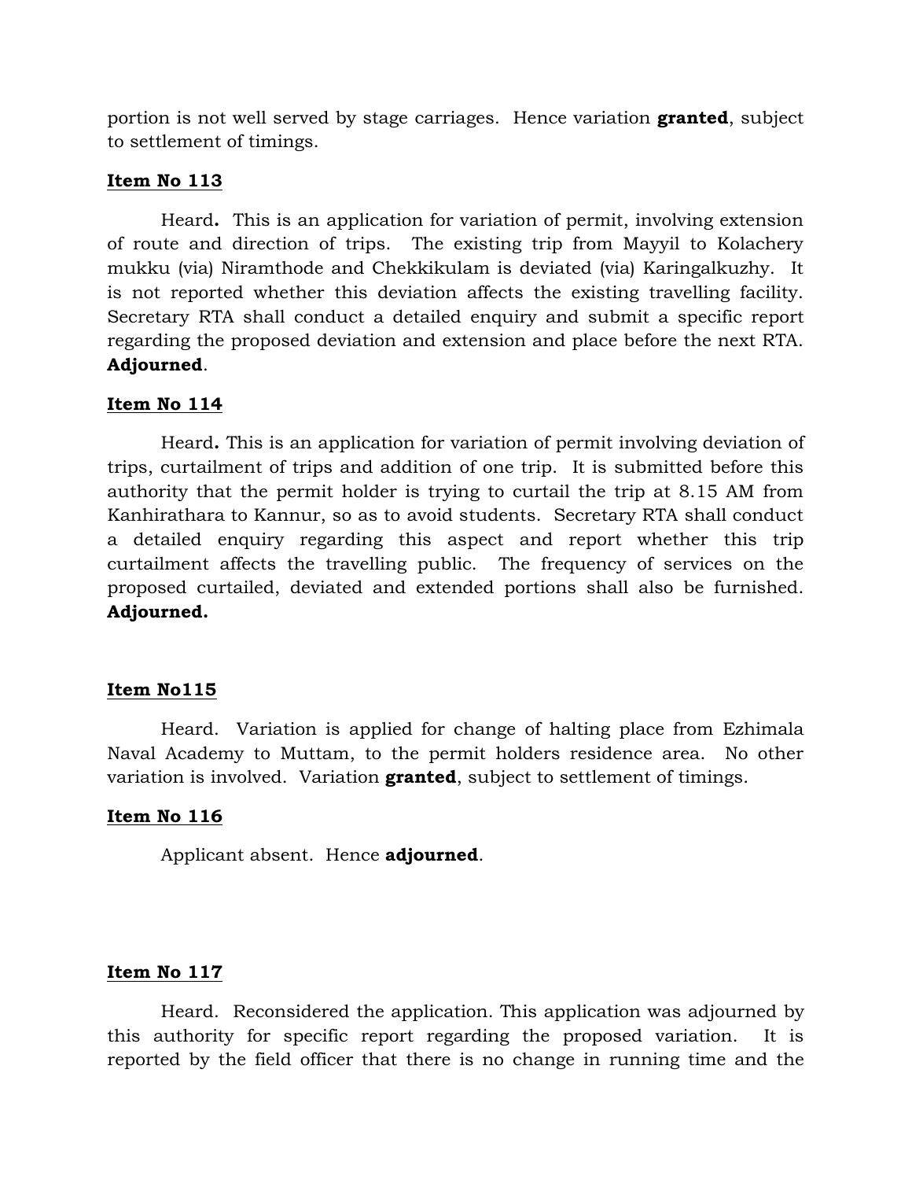portion is not well served by stage carriages. Hence variation **granted**, subject to settlement of timings.

**Item No 113**

Heard**.** This is an application for variation of permit, involving extension of route and direction of trips. The existing trip from Mayyil to Kolachery mukku (via) Niramthode and Chekkikulam is deviated (via) Karingalkuzhy. It is not reported whether this deviation affects the existing travelling facility. Secretary RTA shall conduct a detailed enquiry and submit a specific report regarding the proposed deviation and extension and place before the next RTA. **Adjourned**.

**Item No 114**

Heard**.** This is an application for variation of permit involving deviation of trips, curtailment of trips and addition of one trip. It is submitted before this authority that the permit holder is trying to curtail the trip at 8.15 AM from Kanhirathara to Kannur, so as to avoid students. Secretary RTA shall conduct a detailed enquiry regarding this aspect and report whether this trip curtailment affects the travelling public. The frequency of services on the proposed curtailed, deviated and extended portions shall also be furnished. **Adjourned.**

**Item No115**

Heard. Variation is applied for change of halting place from Ezhimala Naval Academy to Muttam, to the permit holders residence area. No other variation is involved. Variation **granted**, subject to settlement of timings.

**Item No 116**

Applicant absent. Hence **adjourned**.

**Item No 117**

Heard. Reconsidered the application. This application was adjourned by this authority for specific report regarding the proposed variation. It is reported by the field officer that there is no change in running time and the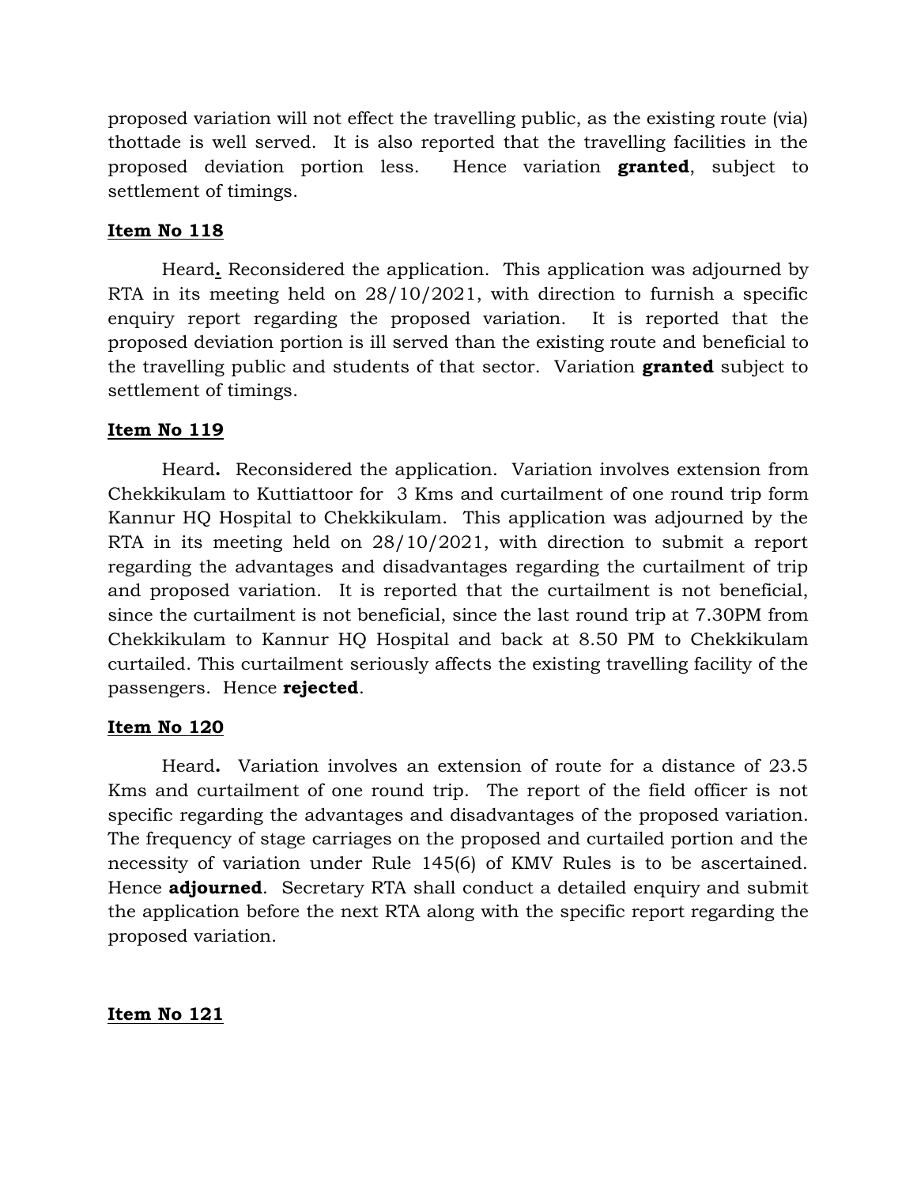proposed variation will not effect the travelling public, as the existing route (via) thottade is well served. It is also reported that the travelling facilities in the proposed deviation portion less. Hence variation **granted**, subject to settlement of timings.

**Item No 118**

Heard**.** Reconsidered the application. This application was adjourned by RTA in its meeting held on 28/10/2021, with direction to furnish a specific enquiry report regarding the proposed variation. It is reported that the proposed deviation portion is ill served than the existing route and beneficial to the travelling public and students of that sector. Variation **granted** subject to settlement of timings.

**Item No 119**

Heard**.** Reconsidered the application. Variation involves extension from Chekkikulam to Kuttiattoor for 3 Kms and curtailment of one round trip form Kannur HQ Hospital to Chekkikulam. This application was adjourned by the RTA in its meeting held on 28/10/2021, with direction to submit a report regarding the advantages and disadvantages regarding the curtailment of trip and proposed variation. It is reported that the curtailment is not beneficial, since the curtailment is not beneficial, since the last round trip at 7.30PM from Chekkikulam to Kannur HQ Hospital and back at 8.50 PM to Chekkikulam curtailed. This curtailment seriously affects the existing travelling facility of the passengers. Hence **rejected**.

**Item No 120**

Heard**.** Variation involves an extension of route for a distance of 23.5 Kms and curtailment of one round trip. The report of the field officer is not specific regarding the advantages and disadvantages of the proposed variation. The frequency of stage carriages on the proposed and curtailed portion and the necessity of variation under Rule 145(6) of KMV Rules is to be ascertained. Hence **adjourned**. Secretary RTA shall conduct a detailed enquiry and submit the application before the next RTA along with the specific report regarding the proposed variation.

**Item No 121**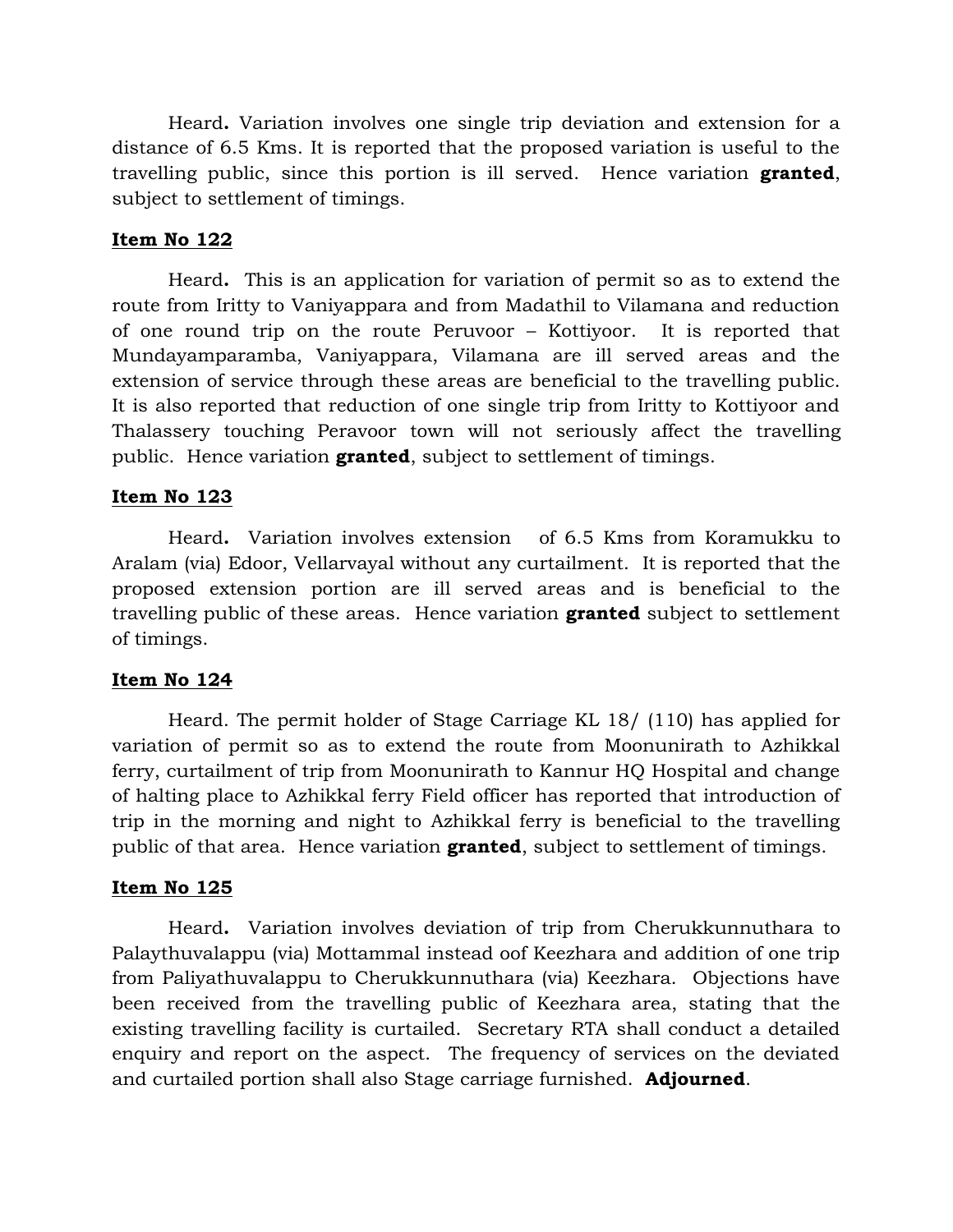Heard**.** Variation involves one single trip deviation and extension for a distance of 6.5 Kms. It is reported that the proposed variation is useful to the travelling public, since this portion is ill served. Hence variation **granted**, subject to settlement of timings.

**Item No 122**

Heard**.** This is an application for variation of permit so as to extend the route from Iritty to Vaniyappara and from Madathil to Vilamana and reduction of one round trip on the route Peruvoor – Kottiyoor. It is reported that Mundayamparamba, Vaniyappara, Vilamana are ill served areas and the extension of service through these areas are beneficial to the travelling public. It is also reported that reduction of one single trip from Iritty to Kottiyoor and Thalassery touching Peravoor town will not seriously affect the travelling public. Hence variation **granted**, subject to settlement of timings.

**Item No 123**

Heard**.** Variation involves extension of 6.5 Kms from Koramukku to Aralam (via) Edoor, Vellarvayal without any curtailment. It is reported that the proposed extension portion are ill served areas and is beneficial to the travelling public of these areas. Hence variation **granted** subject to settlement of timings.

**Item No 124**

Heard. The permit holder of Stage Carriage KL 18/ (110) has applied for variation of permit so as to extend the route from Moonunirath to Azhikkal ferry, curtailment of trip from Moonunirath to Kannur HQ Hospital and change of halting place to Azhikkal ferry Field officer has reported that introduction of trip in the morning and night to Azhikkal ferry is beneficial to the travelling public of that area. Hence variation **granted**, subject to settlement of timings.

**Item No 125**

Heard**.** Variation involves deviation of trip from Cherukkunnuthara to Palaythuvalappu (via) Mottammal instead oof Keezhara and addition of one trip from Paliyathuvalappu to Cherukkunnuthara (via) Keezhara. Objections have been received from the travelling public of Keezhara area, stating that the existing travelling facility is curtailed. Secretary RTA shall conduct a detailed enquiry and report on the aspect. The frequency of services on the deviated and curtailed portion shall also Stage carriage furnished. **Adjourned**.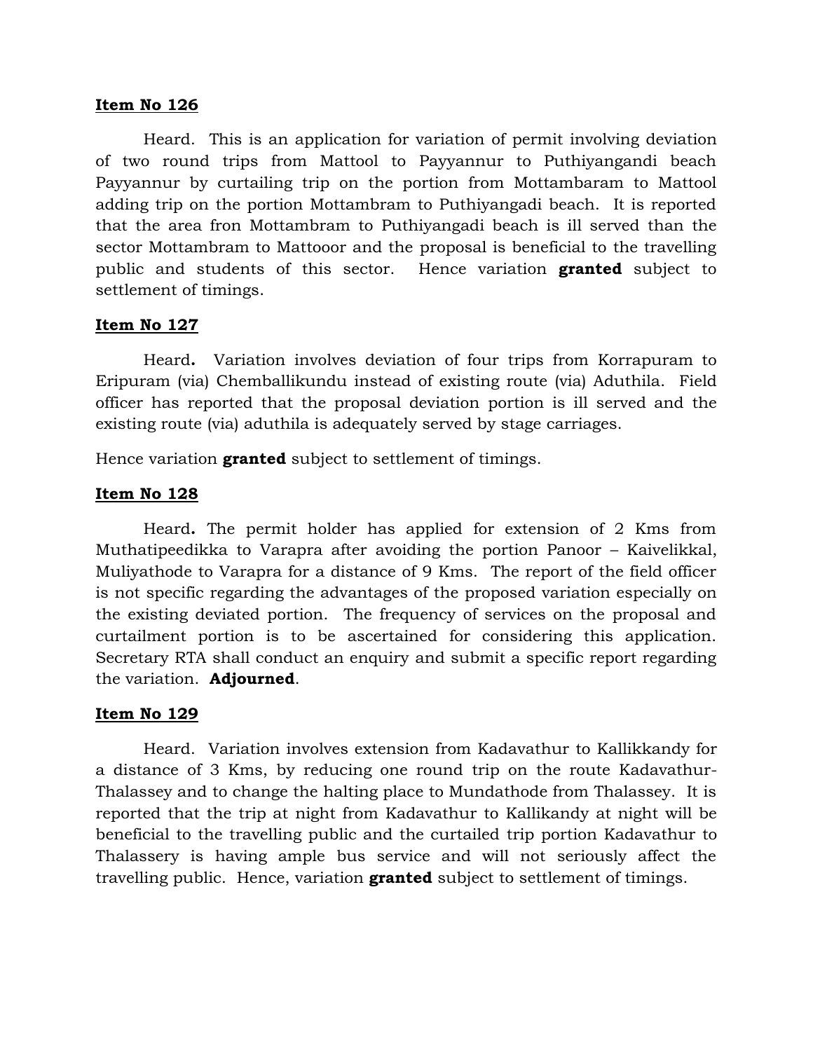**Item No 126**

Heard. This is an application for variation of permit involving deviation of two round trips from Mattool to Payyannur to Puthiyangandi beach Payyannur by curtailing trip on the portion from Mottambaram to Mattool adding trip on the portion Mottambram to Puthiyangadi beach. It is reported that the area fron Mottambram to Puthiyangadi beach is ill served than the sector Mottambram to Mattooor and the proposal is beneficial to the travelling public and students of this sector. Hence variation **granted** subject to settlement of timings.

**Item No 127**

Heard**.** Variation involves deviation of four trips from Korrapuram to Eripuram (via) Chemballikundu instead of existing route (via) Aduthila. Field officer has reported that the proposal deviation portion is ill served and the existing route (via) aduthila is adequately served by stage carriages.

Hence variation **granted** subject to settlement of timings.

**Item No 128**

Heard**.** The permit holder has applied for extension of 2 Kms from Muthatipeedikka to Varapra after avoiding the portion Panoor – Kaivelikkal, Muliyathode to Varapra for a distance of 9 Kms. The report of the field officer is not specific regarding the advantages of the proposed variation especially on the existing deviated portion. The frequency of services on the proposal and curtailment portion is to be ascertained for considering this application. Secretary RTA shall conduct an enquiry and submit a specific report regarding the variation. **Adjourned**.

**Item No 129**

Heard. Variation involves extension from Kadavathur to Kallikkandy for a distance of 3 Kms, by reducing one round trip on the route Kadavathur-Thalassey and to change the halting place to Mundathode from Thalassey. It is reported that the trip at night from Kadavathur to Kallikandy at night will be beneficial to the travelling public and the curtailed trip portion Kadavathur to Thalassery is having ample bus service and will not seriously affect the travelling public. Hence, variation **granted** subject to settlement of timings.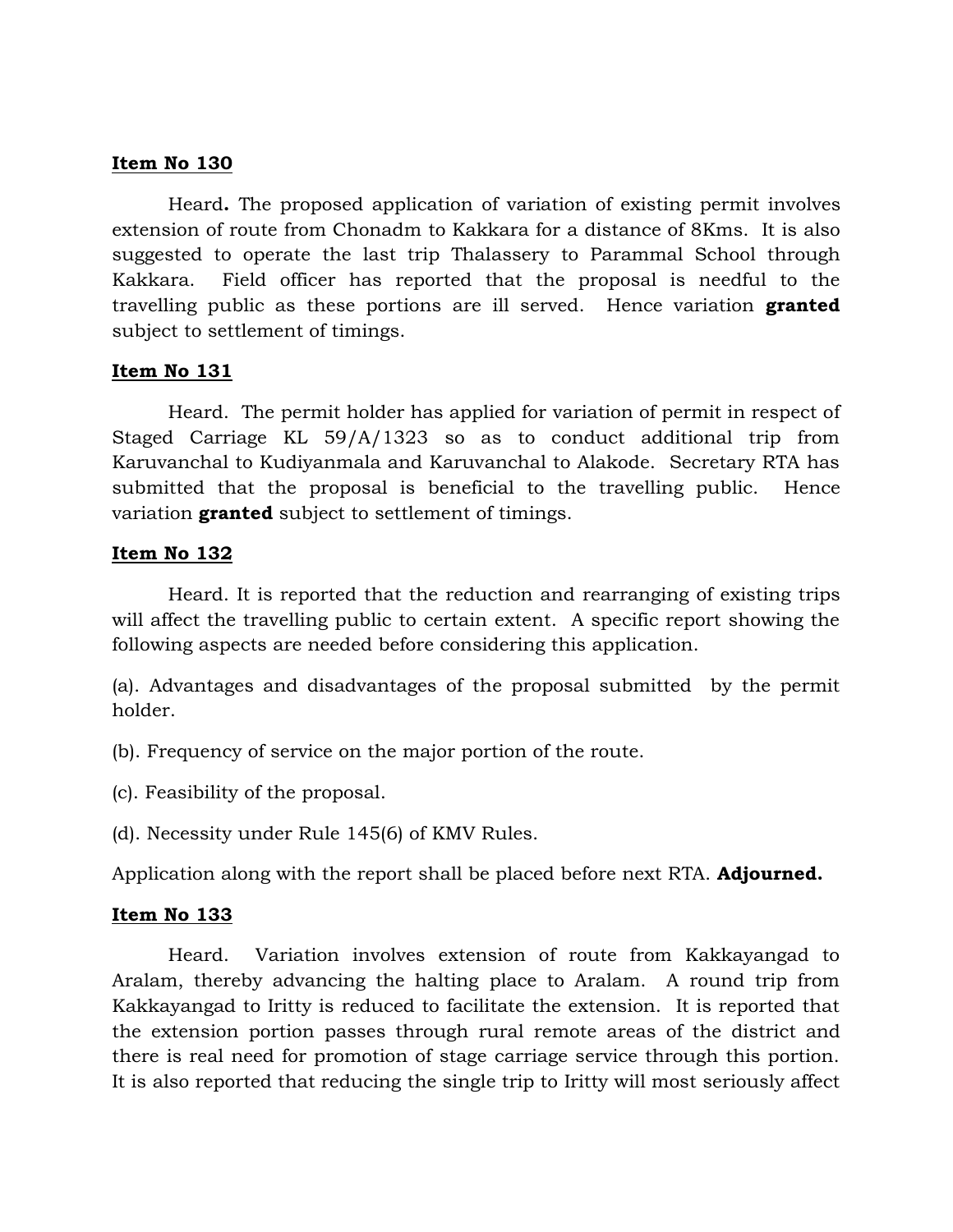**Item No 130**

Heard**.** The proposed application of variation of existing permit involves extension of route from Chonadm to Kakkara for a distance of 8Kms. It is also suggested to operate the last trip Thalassery to Parammal School through Kakkara. Field officer has reported that the proposal is needful to the travelling public as these portions are ill served. Hence variation **granted** subject to settlement of timings.

**Item No 131**

Heard. The permit holder has applied for variation of permit in respect of Staged Carriage KL 59/A/1323 so as to conduct additional trip from Karuvanchal to Kudiyanmala and Karuvanchal to Alakode. Secretary RTA has submitted that the proposal is beneficial to the travelling public. Hence variation **granted** subject to settlement of timings.

**Item No 132**

Heard. It is reported that the reduction and rearranging of existing trips will affect the travelling public to certain extent. A specific report showing the following aspects are needed before considering this application.

(a). Advantages and disadvantages of the proposal submitted by the permit holder.

(b). Frequency of service on the major portion of the route.

(c). Feasibility of the proposal.

(d). Necessity under Rule 145(6) of KMV Rules.

Application along with the report shall be placed before next RTA. **Adjourned.**

**Item No 133**

Heard. Variation involves extension of route from Kakkayangad to Aralam, thereby advancing the halting place to Aralam. A round trip from Kakkayangad to Iritty is reduced to facilitate the extension. It is reported that the extension portion passes through rural remote areas of the district and there is real need for promotion of stage carriage service through this portion. It is also reported that reducing the single trip to Iritty will most seriously affect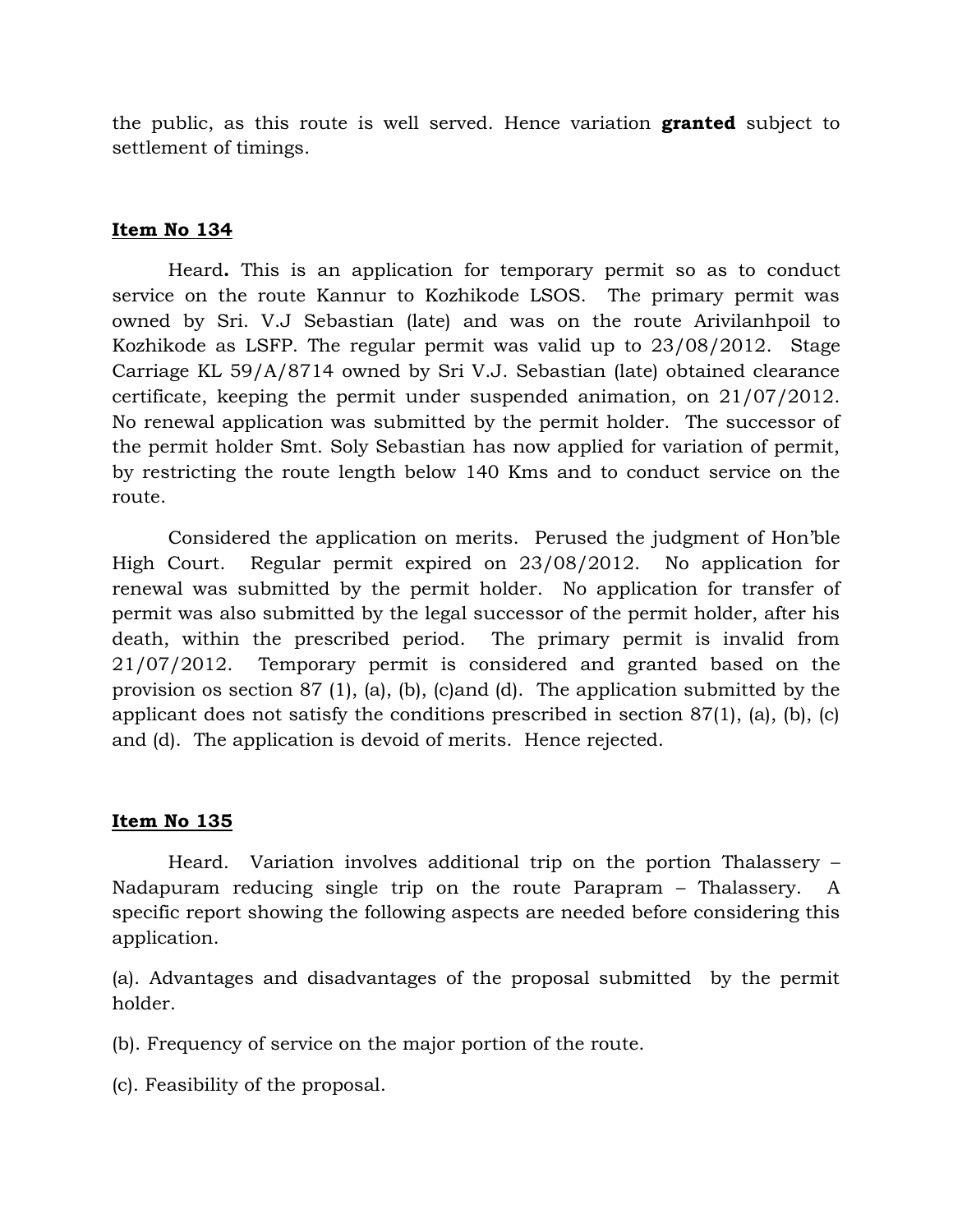the public, as this route is well served. Hence variation **granted** subject to settlement of timings.

**Item No 134**

Heard**.** This is an application for temporary permit so as to conduct service on the route Kannur to Kozhikode LSOS. The primary permit was owned by Sri. V.J Sebastian (late) and was on the route Arivilanhpoil to Kozhikode as LSFP. The regular permit was valid up to 23/08/2012. Stage Carriage KL 59/A/8714 owned by Sri V.J. Sebastian (late) obtained clearance certificate, keeping the permit under suspended animation, on 21/07/2012. No renewal application was submitted by the permit holder. The successor of the permit holder Smt. Soly Sebastian has now applied for variation of permit, by restricting the route length below 140 Kms and to conduct service on the route.

Considered the application on merits. Perused the judgment of Hon'ble High Court. Regular permit expired on 23/08/2012. No application for renewal was submitted by the permit holder. No application for transfer of permit was also submitted by the legal successor of the permit holder, after his death, within the prescribed period. The primary permit is invalid from 21/07/2012. Temporary permit is considered and granted based on the provision os section 87 (1), (a), (b), (c)and (d). The application submitted by the applicant does not satisfy the conditions prescribed in section 87(1), (a), (b), (c) and (d). The application is devoid of merits. Hence rejected.

**Item No 135**

Heard. Variation involves additional trip on the portion Thalassery – Nadapuram reducing single trip on the route Parapram – Thalassery. A specific report showing the following aspects are needed before considering this application.

(a). Advantages and disadvantages of the proposal submitted by the permit holder.

(b). Frequency of service on the major portion of the route.

(c). Feasibility of the proposal.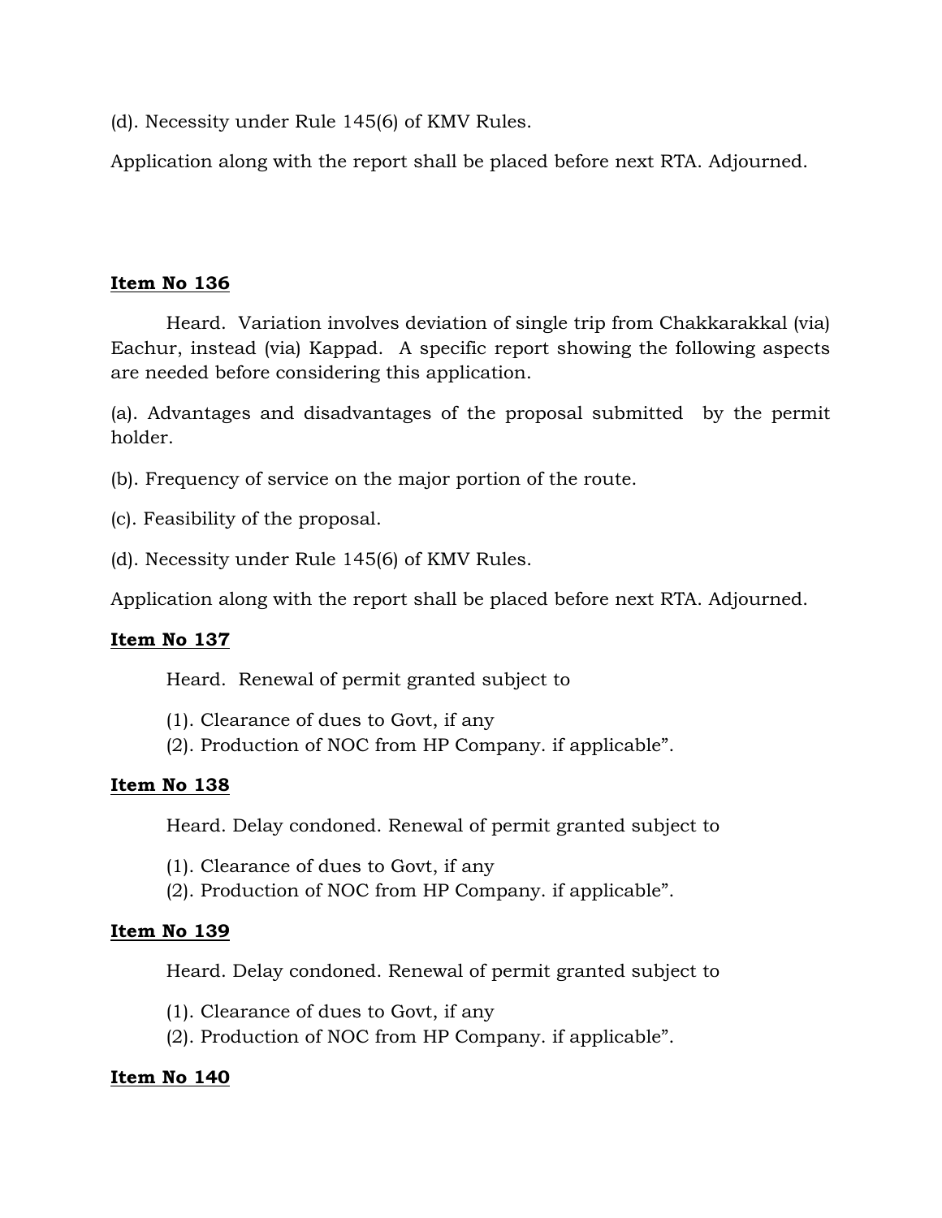(d). Necessity under Rule 145(6) of KMV Rules.

Application along with the report shall be placed before next RTA. Adjourned.

**Item No 136**

Heard. Variation involves deviation of single trip from Chakkarakkal (via) Eachur, instead (via) Kappad. A specific report showing the following aspects are needed before considering this application.

(a). Advantages and disadvantages of the proposal submitted by the permit holder.

(b). Frequency of service on the major portion of the route.

(c). Feasibility of the proposal.

(d). Necessity under Rule 145(6) of KMV Rules.

Application along with the report shall be placed before next RTA. Adjourned.

**Item No 137**

Heard. Renewal of permit granted subject to

(1). Clearance of dues to Govt, if any
(2). Production of NOC from HP Company. if applicable".

**Item No 138**

Heard. Delay condoned. Renewal of permit granted subject to

(1). Clearance of dues to Govt, if any
(2). Production of NOC from HP Company. if applicable".

**Item No 139**

Heard. Delay condoned. Renewal of permit granted subject to

(1). Clearance of dues to Govt, if any
(2). Production of NOC from HP Company. if applicable".

**Item No 140**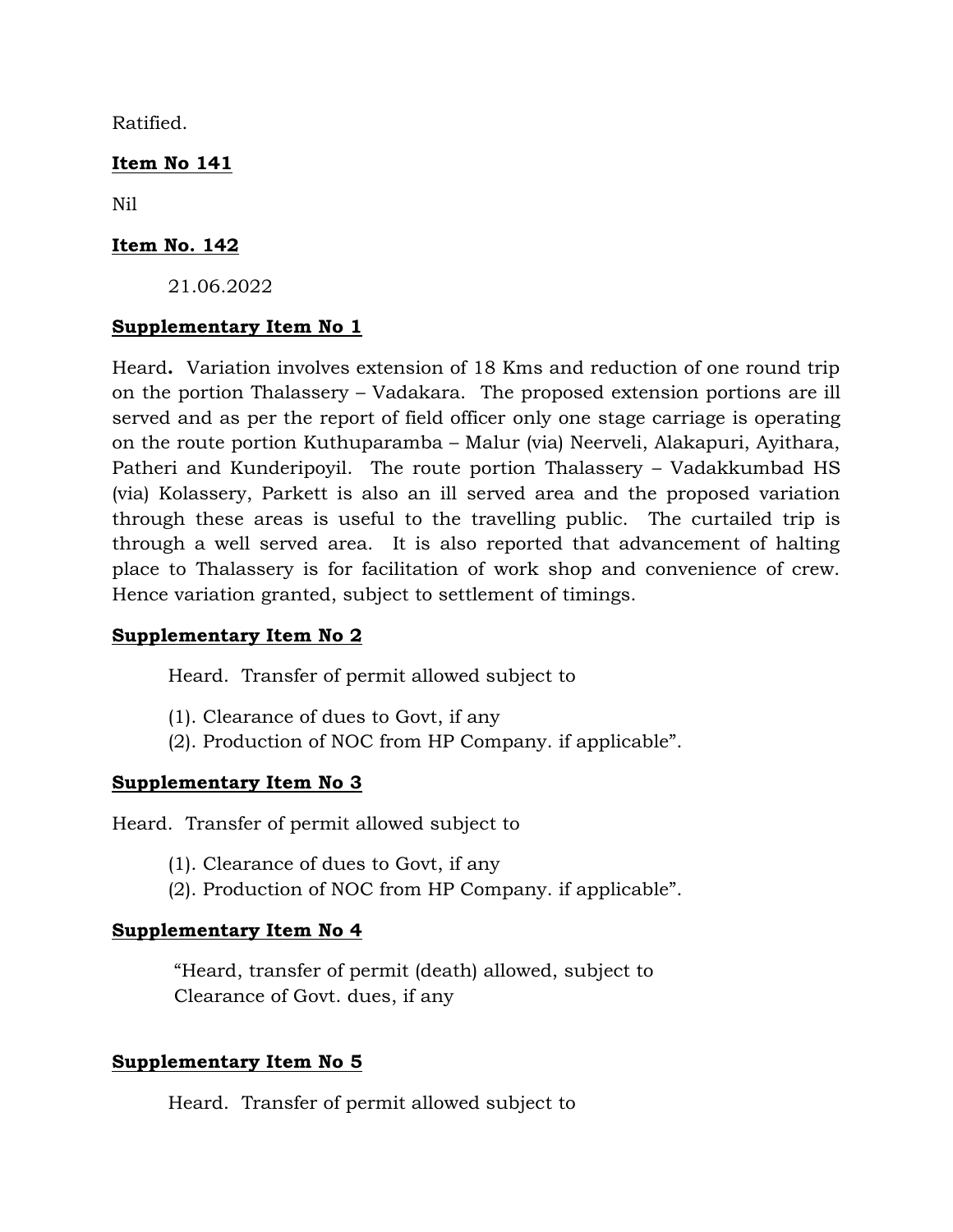Ratified.

**Item No 141**

Nil

**Item No. 142**

21.06.2022

**Supplementary Item No 1**

Heard**.** Variation involves extension of 18 Kms and reduction of one round trip on the portion Thalassery – Vadakara. The proposed extension portions are ill served and as per the report of field officer only one stage carriage is operating on the route portion Kuthuparamba – Malur (via) Neerveli, Alakapuri, Ayithara, Patheri and Kunderipoyil. The route portion Thalassery – Vadakkumbad HS (via) Kolassery, Parkett is also an ill served area and the proposed variation through these areas is useful to the travelling public. The curtailed trip is through a well served area. It is also reported that advancement of halting place to Thalassery is for facilitation of work shop and convenience of crew. Hence variation granted, subject to settlement of timings.

**Supplementary Item No 2**

Heard. Transfer of permit allowed subject to

(1). Clearance of dues to Govt, if any
(2). Production of NOC from HP Company. if applicable".

**Supplementary Item No 3**

Heard. Transfer of permit allowed subject to

(1). Clearance of dues to Govt, if any
(2). Production of NOC from HP Company. if applicable".

**Supplementary Item No 4**

"Heard, transfer of permit (death) allowed, subject to Clearance of Govt. dues, if any

**Supplementary Item No 5**

Heard. Transfer of permit allowed subject to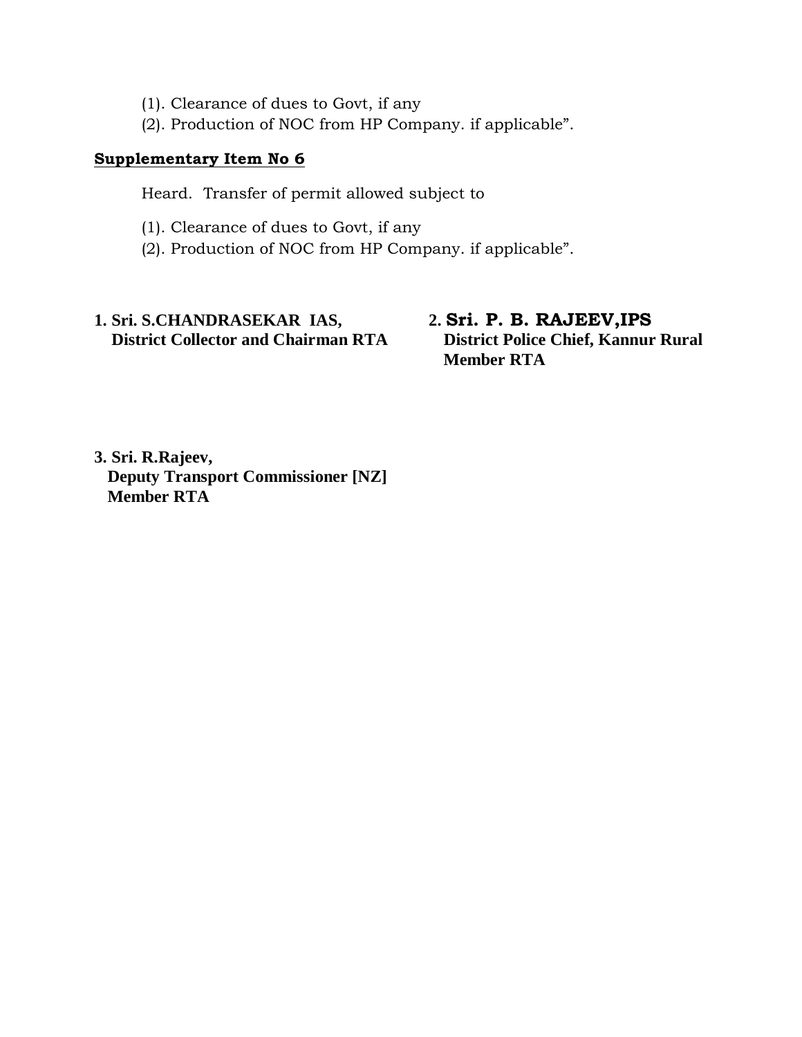(1). Clearance of dues to Govt, if any

(2). Production of NOC from HP Company. if applicable”.

**Supplementary Item No 6**

Heard. Transfer of permit allowed subject to

(1). Clearance of dues to Govt, if any

(2). Production of NOC from HP Company. if applicable”.

**1. Sri. S.CHANDRASEKAR IAS,**
**District Collector and Chairman RTA**

**2. Sri. P. B. RAJEEV,IPS**
**District Police Chief, Kannur Rural**
**Member RTA**

**3. Sri. R.Rajeev,**
**Deputy Transport Commissioner [NZ]**
**Member RTA**